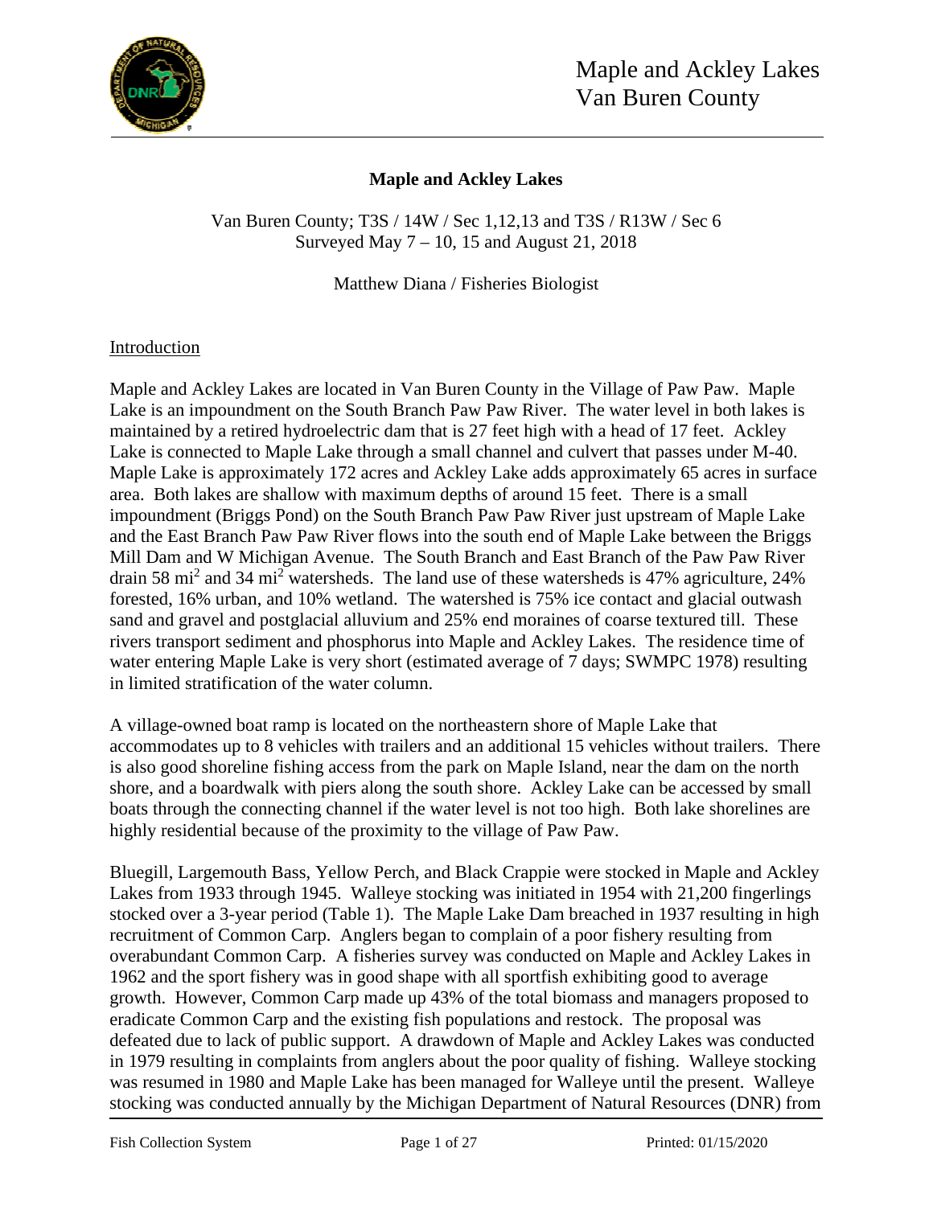# Maple and Ackley Lakes

Van Buren County; T3S / 14W / Sec 1,12,13 and T3S / R13W / Sec 6
Surveyed May 7 – 10, 15 and August 21, 2018

Matthew Diana / Fisheries Biologist

## Introduction

Maple and Ackley Lakes are located in Van Buren County in the Village of Paw Paw. Maple Lake is an impoundment on the South Branch Paw Paw River. The water level in both lakes is maintained by a retired hydroelectric dam that is 27 feet high with a head of 17 feet. Ackley Lake is connected to Maple Lake through a small channel and culvert that passes under M-40. Maple Lake is approximately 172 acres and Ackley Lake adds approximately 65 acres in surface area. Both lakes are shallow with maximum depths of around 15 feet. There is a small impoundment (Briggs Pond) on the South Branch Paw Paw River just upstream of Maple Lake and the East Branch Paw Paw River flows into the south end of Maple Lake between the Briggs Mill Dam and W Michigan Avenue. The South Branch and East Branch of the Paw Paw River drain 58 mi$^2$ and 34 mi$^2$ watersheds. The land use of these watersheds is 47% agriculture, 24% forested, 16% urban, and 10% wetland. The watershed is 75% ice contact and glacial outwash sand and gravel and postglacial alluvium and 25% end moraines of coarse textured till. These rivers transport sediment and phosphorus into Maple and Ackley Lakes. The residence time of water entering Maple Lake is very short (estimated average of 7 days; SWMPC 1978) resulting in limited stratification of the water column.

A village-owned boat ramp is located on the northeastern shore of Maple Lake that accommodates up to 8 vehicles with trailers and an additional 15 vehicles without trailers. There is also good shoreline fishing access from the park on Maple Island, near the dam on the north shore, and a boardwalk with piers along the south shore. Ackley Lake can be accessed by small boats through the connecting channel if the water level is not too high. Both lake shorelines are highly residential because of the proximity to the village of Paw Paw.

Bluegill, Largemouth Bass, Yellow Perch, and Black Crappie were stocked in Maple and Ackley Lakes from 1933 through 1945. Walleye stocking was initiated in 1954 with 21,200 fingerlings stocked over a 3-year period (Table 1). The Maple Lake Dam breached in 1937 resulting in high recruitment of Common Carp. Anglers began to complain of a poor fishery resulting from overabundant Common Carp. A fisheries survey was conducted on Maple and Ackley Lakes in 1962 and the sport fishery was in good shape with all sportfish exhibiting good to average growth. However, Common Carp made up 43% of the total biomass and managers proposed to eradicate Common Carp and the existing fish populations and restock. The proposal was defeated due to lack of public support. A drawdown of Maple and Ackley Lakes was conducted in 1979 resulting in complaints from anglers about the poor quality of fishing. Walleye stocking was resumed in 1980 and Maple Lake has been managed for Walleye until the present. Walleye stocking was conducted annually by the Michigan Department of Natural Resources (DNR) from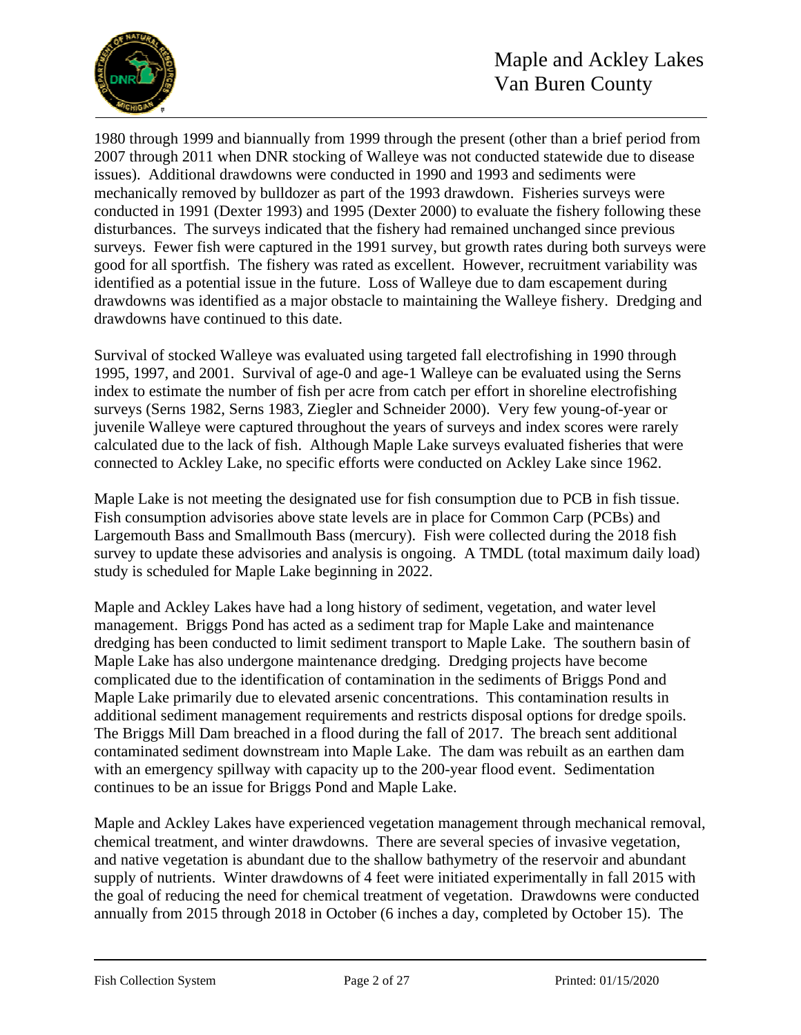1980 through 1999 and biannually from 1999 through the present (other than a brief period from 2007 through 2011 when DNR stocking of Walleye was not conducted statewide due to disease issues). Additional drawdowns were conducted in 1990 and 1993 and sediments were mechanically removed by bulldozer as part of the 1993 drawdown. Fisheries surveys were conducted in 1991 (Dexter 1993) and 1995 (Dexter 2000) to evaluate the fishery following these disturbances. The surveys indicated that the fishery had remained unchanged since previous surveys. Fewer fish were captured in the 1991 survey, but growth rates during both surveys were good for all sportfish. The fishery was rated as excellent. However, recruitment variability was identified as a potential issue in the future. Loss of Walleye due to dam escapement during drawdowns was identified as a major obstacle to maintaining the Walleye fishery. Dredging and drawdowns have continued to this date.

Survival of stocked Walleye was evaluated using targeted fall electrofishing in 1990 through 1995, 1997, and 2001. Survival of age-0 and age-1 Walleye can be evaluated using the Serns index to estimate the number of fish per acre from catch per effort in shoreline electrofishing surveys (Serns 1982, Serns 1983, Ziegler and Schneider 2000). Very few young-of-year or juvenile Walleye were captured throughout the years of surveys and index scores were rarely calculated due to the lack of fish. Although Maple Lake surveys evaluated fisheries that were connected to Ackley Lake, no specific efforts were conducted on Ackley Lake since 1962.

Maple Lake is not meeting the designated use for fish consumption due to PCB in fish tissue. Fish consumption advisories above state levels are in place for Common Carp (PCBs) and Largemouth Bass and Smallmouth Bass (mercury). Fish were collected during the 2018 fish survey to update these advisories and analysis is ongoing. A TMDL (total maximum daily load) study is scheduled for Maple Lake beginning in 2022.

Maple and Ackley Lakes have had a long history of sediment, vegetation, and water level management. Briggs Pond has acted as a sediment trap for Maple Lake and maintenance dredging has been conducted to limit sediment transport to Maple Lake. The southern basin of Maple Lake has also undergone maintenance dredging. Dredging projects have become complicated due to the identification of contamination in the sediments of Briggs Pond and Maple Lake primarily due to elevated arsenic concentrations. This contamination results in additional sediment management requirements and restricts disposal options for dredge spoils. The Briggs Mill Dam breached in a flood during the fall of 2017. The breach sent additional contaminated sediment downstream into Maple Lake. The dam was rebuilt as an earthen dam with an emergency spillway with capacity up to the 200-year flood event. Sedimentation continues to be an issue for Briggs Pond and Maple Lake.

Maple and Ackley Lakes have experienced vegetation management through mechanical removal, chemical treatment, and winter drawdowns. There are several species of invasive vegetation, and native vegetation is abundant due to the shallow bathymetry of the reservoir and abundant supply of nutrients. Winter drawdowns of 4 feet were initiated experimentally in fall 2015 with the goal of reducing the need for chemical treatment of vegetation. Drawdowns were conducted annually from 2015 through 2018 in October (6 inches a day, completed by October 15). The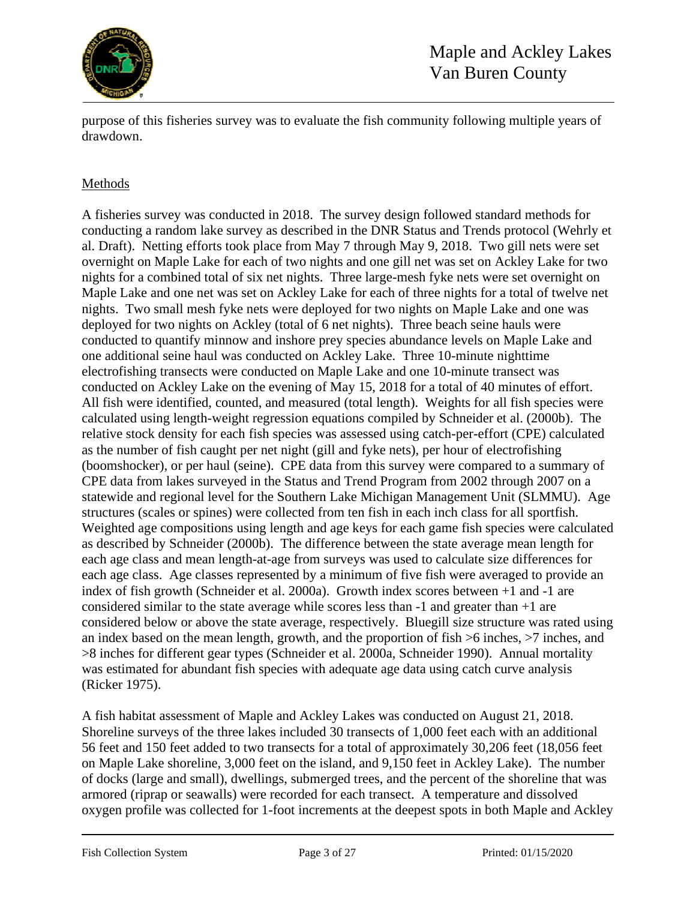purpose of this fisheries survey was to evaluate the fish community following multiple years of drawdown.

## Methods

A fisheries survey was conducted in 2018. The survey design followed standard methods for conducting a random lake survey as described in the DNR Status and Trends protocol (Wehrly et al. Draft). Netting efforts took place from May 7 through May 9, 2018. Two gill nets were set overnight on Maple Lake for each of two nights and one gill net was set on Ackley Lake for two nights for a combined total of six net nights. Three large-mesh fyke nets were set overnight on Maple Lake and one net was set on Ackley Lake for each of three nights for a total of twelve net nights. Two small mesh fyke nets were deployed for two nights on Maple Lake and one was deployed for two nights on Ackley (total of 6 net nights). Three beach seine hauls were conducted to quantify minnow and inshore prey species abundance levels on Maple Lake and one additional seine haul was conducted on Ackley Lake. Three 10-minute nighttime electrofishing transects were conducted on Maple Lake and one 10-minute transect was conducted on Ackley Lake on the evening of May 15, 2018 for a total of 40 minutes of effort. All fish were identified, counted, and measured (total length). Weights for all fish species were calculated using length-weight regression equations compiled by Schneider et al. (2000b). The relative stock density for each fish species was assessed using catch-per-effort (CPE) calculated as the number of fish caught per net night (gill and fyke nets), per hour of electrofishing (boomshocker), or per haul (seine). CPE data from this survey were compared to a summary of CPE data from lakes surveyed in the Status and Trend Program from 2002 through 2007 on a statewide and regional level for the Southern Lake Michigan Management Unit (SLMMU). Age structures (scales or spines) were collected from ten fish in each inch class for all sportfish. Weighted age compositions using length and age keys for each game fish species were calculated as described by Schneider (2000b). The difference between the state average mean length for each age class and mean length-at-age from surveys was used to calculate size differences for each age class. Age classes represented by a minimum of five fish were averaged to provide an index of fish growth (Schneider et al. 2000a). Growth index scores between +1 and -1 are considered similar to the state average while scores less than -1 and greater than +1 are considered below or above the state average, respectively. Bluegill size structure was rated using an index based on the mean length, growth, and the proportion of fish >6 inches, >7 inches, and >8 inches for different gear types (Schneider et al. 2000a, Schneider 1990). Annual mortality was estimated for abundant fish species with adequate age data using catch curve analysis (Ricker 1975).

A fish habitat assessment of Maple and Ackley Lakes was conducted on August 21, 2018. Shoreline surveys of the three lakes included 30 transects of 1,000 feet each with an additional 56 feet and 150 feet added to two transects for a total of approximately 30,206 feet (18,056 feet on Maple Lake shoreline, 3,000 feet on the island, and 9,150 feet in Ackley Lake). The number of docks (large and small), dwellings, submerged trees, and the percent of the shoreline that was armored (riprap or seawalls) were recorded for each transect. A temperature and dissolved oxygen profile was collected for 1-foot increments at the deepest spots in both Maple and Ackley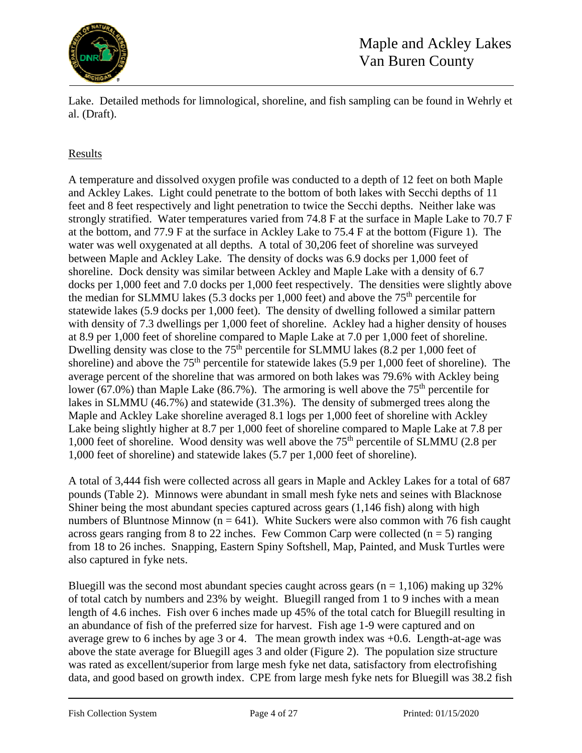Lake. Detailed methods for limnological, shoreline, and fish sampling can be found in Wehrly et al. (Draft).

## Results

A temperature and dissolved oxygen profile was conducted to a depth of 12 feet on both Maple and Ackley Lakes. Light could penetrate to the bottom of both lakes with Secchi depths of 11 feet and 8 feet respectively and light penetration to twice the Secchi depths. Neither lake was strongly stratified. Water temperatures varied from 74.8 F at the surface in Maple Lake to 70.7 F at the bottom, and 77.9 F at the surface in Ackley Lake to 75.4 F at the bottom (Figure 1). The water was well oxygenated at all depths. A total of 30,206 feet of shoreline was surveyed between Maple and Ackley Lake. The density of docks was 6.9 docks per 1,000 feet of shoreline. Dock density was similar between Ackley and Maple Lake with a density of 6.7 docks per 1,000 feet and 7.0 docks per 1,000 feet respectively. The densities were slightly above the median for SLMMU lakes (5.3 docks per 1,000 feet) and above the 75th percentile for statewide lakes (5.9 docks per 1,000 feet). The density of dwelling followed a similar pattern with density of 7.3 dwellings per 1,000 feet of shoreline. Ackley had a higher density of houses at 8.9 per 1,000 feet of shoreline compared to Maple Lake at 7.0 per 1,000 feet of shoreline. Dwelling density was close to the 75th percentile for SLMMU lakes (8.2 per 1,000 feet of shoreline) and above the 75th percentile for statewide lakes (5.9 per 1,000 feet of shoreline). The average percent of the shoreline that was armored on both lakes was 79.6% with Ackley being lower (67.0%) than Maple Lake (86.7%). The armoring is well above the 75th percentile for lakes in SLMMU (46.7%) and statewide (31.3%). The density of submerged trees along the Maple and Ackley Lake shoreline averaged 8.1 logs per 1,000 feet of shoreline with Ackley Lake being slightly higher at 8.7 per 1,000 feet of shoreline compared to Maple Lake at 7.8 per 1,000 feet of shoreline. Wood density was well above the 75th percentile of SLMMU (2.8 per 1,000 feet of shoreline) and statewide lakes (5.7 per 1,000 feet of shoreline).

A total of 3,444 fish were collected across all gears in Maple and Ackley Lakes for a total of 687 pounds (Table 2). Minnows were abundant in small mesh fyke nets and seines with Blacknose Shiner being the most abundant species captured across gears (1,146 fish) along with high numbers of Bluntnose Minnow ($n = 641$). White Suckers were also common with 76 fish caught across gears ranging from 8 to 22 inches. Few Common Carp were collected ($n = 5$) ranging from 18 to 26 inches. Snapping, Eastern Spiny Softshell, Map, Painted, and Musk Turtles were also captured in fyke nets.

Bluegill was the second most abundant species caught across gears ($n = 1,106$) making up 32% of total catch by numbers and 23% by weight. Bluegill ranged from 1 to 9 inches with a mean length of 4.6 inches. Fish over 6 inches made up 45% of the total catch for Bluegill resulting in an abundance of fish of the preferred size for harvest. Fish age 1-9 were captured and on average grew to 6 inches by age 3 or 4. The mean growth index was +0.6. Length-at-age was above the state average for Bluegill ages 3 and older (Figure 2). The population size structure was rated as excellent/superior from large mesh fyke net data, satisfactory from electrofishing data, and good based on growth index. CPE from large mesh fyke nets for Bluegill was 38.2 fish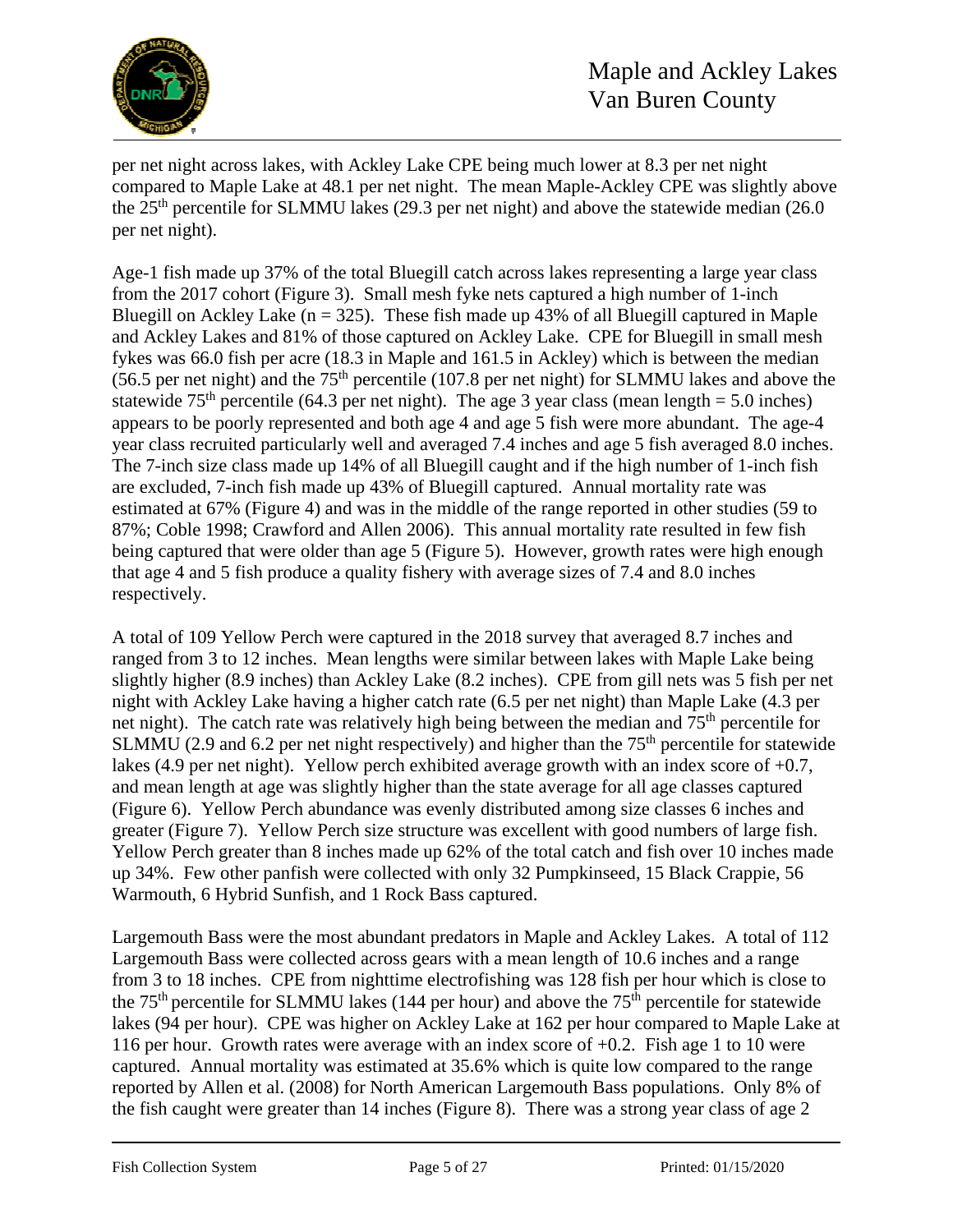per net night across lakes, with Ackley Lake CPE being much lower at 8.3 per net night compared to Maple Lake at 48.1 per net night. The mean Maple-Ackley CPE was slightly above the 25th percentile for SLMMU lakes (29.3 per net night) and above the statewide median (26.0 per net night).

Age-1 fish made up 37% of the total Bluegill catch across lakes representing a large year class from the 2017 cohort (Figure 3). Small mesh fyke nets captured a high number of 1-inch Bluegill on Ackley Lake (n = 325). These fish made up 43% of all Bluegill captured in Maple and Ackley Lakes and 81% of those captured on Ackley Lake. CPE for Bluegill in small mesh fykes was 66.0 fish per acre (18.3 in Maple and 161.5 in Ackley) which is between the median (56.5 per net night) and the 75th percentile (107.8 per net night) for SLMMU lakes and above the statewide 75th percentile (64.3 per net night). The age 3 year class (mean length = 5.0 inches) appears to be poorly represented and both age 4 and age 5 fish were more abundant. The age-4 year class recruited particularly well and averaged 7.4 inches and age 5 fish averaged 8.0 inches. The 7-inch size class made up 14% of all Bluegill caught and if the high number of 1-inch fish are excluded, 7-inch fish made up 43% of Bluegill captured. Annual mortality rate was estimated at 67% (Figure 4) and was in the middle of the range reported in other studies (59 to 87%; Coble 1998; Crawford and Allen 2006). This annual mortality rate resulted in few fish being captured that were older than age 5 (Figure 5). However, growth rates were high enough that age 4 and 5 fish produce a quality fishery with average sizes of 7.4 and 8.0 inches respectively.

A total of 109 Yellow Perch were captured in the 2018 survey that averaged 8.7 inches and ranged from 3 to 12 inches. Mean lengths were similar between lakes with Maple Lake being slightly higher (8.9 inches) than Ackley Lake (8.2 inches). CPE from gill nets was 5 fish per net night with Ackley Lake having a higher catch rate (6.5 per net night) than Maple Lake (4.3 per net night). The catch rate was relatively high being between the median and 75th percentile for SLMMU (2.9 and 6.2 per net night respectively) and higher than the 75th percentile for statewide lakes (4.9 per net night). Yellow perch exhibited average growth with an index score of +0.7, and mean length at age was slightly higher than the state average for all age classes captured (Figure 6). Yellow Perch abundance was evenly distributed among size classes 6 inches and greater (Figure 7). Yellow Perch size structure was excellent with good numbers of large fish. Yellow Perch greater than 8 inches made up 62% of the total catch and fish over 10 inches made up 34%. Few other panfish were collected with only 32 Pumpkinseed, 15 Black Crappie, 56 Warmouth, 6 Hybrid Sunfish, and 1 Rock Bass captured.

Largemouth Bass were the most abundant predators in Maple and Ackley Lakes. A total of 112 Largemouth Bass were collected across gears with a mean length of 10.6 inches and a range from 3 to 18 inches. CPE from nighttime electrofishing was 128 fish per hour which is close to the 75th percentile for SLMMU lakes (144 per hour) and above the 75th percentile for statewide lakes (94 per hour). CPE was higher on Ackley Lake at 162 per hour compared to Maple Lake at 116 per hour. Growth rates were average with an index score of +0.2. Fish age 1 to 10 were captured. Annual mortality was estimated at 35.6% which is quite low compared to the range reported by Allen et al. (2008) for North American Largemouth Bass populations. Only 8% of the fish caught were greater than 14 inches (Figure 8). There was a strong year class of age 2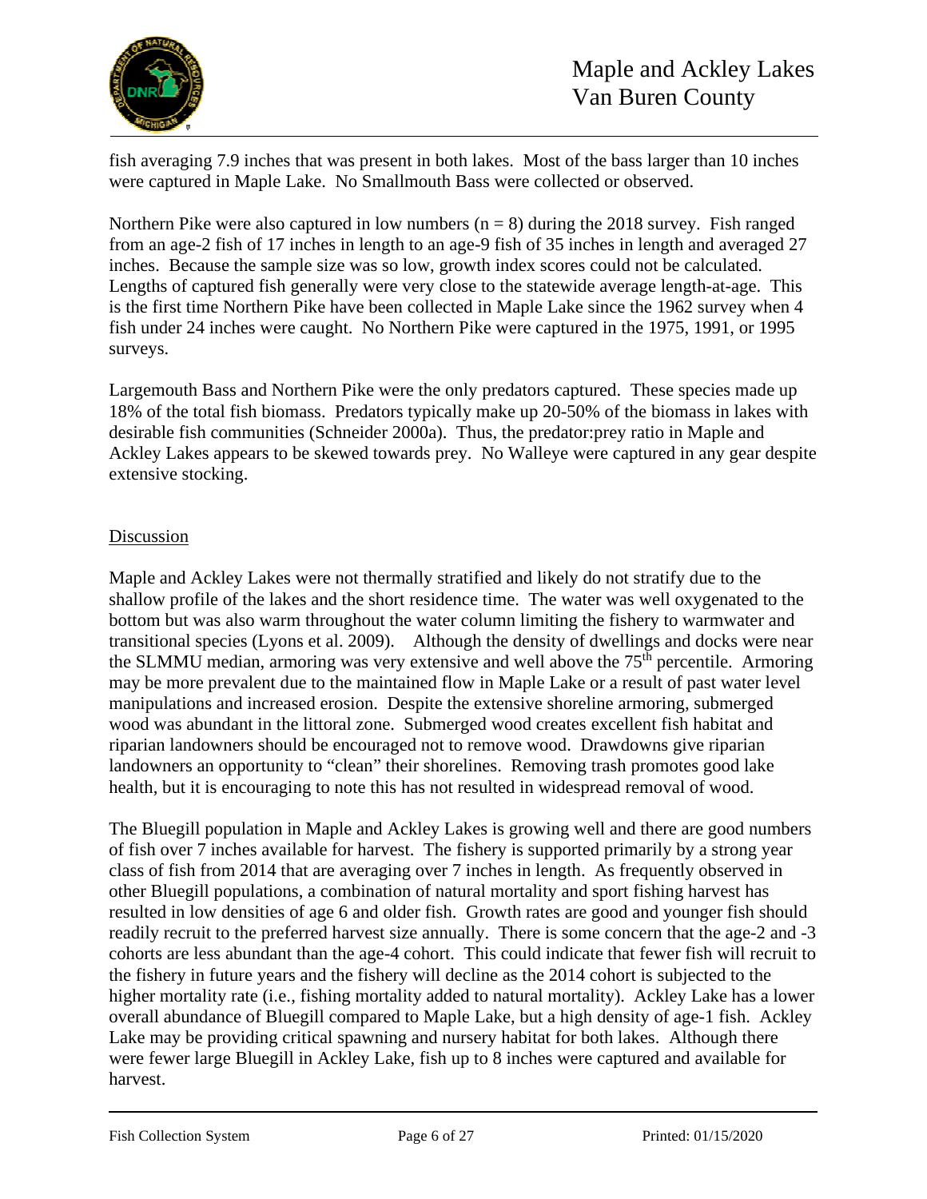fish averaging 7.9 inches that was present in both lakes. Most of the bass larger than 10 inches were captured in Maple Lake. No Smallmouth Bass were collected or observed.

Northern Pike were also captured in low numbers ($n = 8$) during the 2018 survey. Fish ranged from an age-2 fish of 17 inches in length to an age-9 fish of 35 inches in length and averaged 27 inches. Because the sample size was so low, growth index scores could not be calculated. Lengths of captured fish generally were very close to the statewide average length-at-age. This is the first time Northern Pike have been collected in Maple Lake since the 1962 survey when 4 fish under 24 inches were caught. No Northern Pike were captured in the 1975, 1991, or 1995 surveys.

Largemouth Bass and Northern Pike were the only predators captured. These species made up 18% of the total fish biomass. Predators typically make up 20-50% of the biomass in lakes with desirable fish communities (Schneider 2000a). Thus, the predator:prey ratio in Maple and Ackley Lakes appears to be skewed towards prey. No Walleye were captured in any gear despite extensive stocking.

## Discussion

Maple and Ackley Lakes were not thermally stratified and likely do not stratify due to the shallow profile of the lakes and the short residence time. The water was well oxygenated to the bottom but was also warm throughout the water column limiting the fishery to warmwater and transitional species (Lyons et al. 2009). Although the density of dwellings and docks were near the SLMMU median, armoring was very extensive and well above the 75th percentile. Armoring may be more prevalent due to the maintained flow in Maple Lake or a result of past water level manipulations and increased erosion. Despite the extensive shoreline armoring, submerged wood was abundant in the littoral zone. Submerged wood creates excellent fish habitat and riparian landowners should be encouraged not to remove wood. Drawdowns give riparian landowners an opportunity to "clean" their shorelines. Removing trash promotes good lake health, but it is encouraging to note this has not resulted in widespread removal of wood.

The Bluegill population in Maple and Ackley Lakes is growing well and there are good numbers of fish over 7 inches available for harvest. The fishery is supported primarily by a strong year class of fish from 2014 that are averaging over 7 inches in length. As frequently observed in other Bluegill populations, a combination of natural mortality and sport fishing harvest has resulted in low densities of age 6 and older fish. Growth rates are good and younger fish should readily recruit to the preferred harvest size annually. There is some concern that the age-2 and -3 cohorts are less abundant than the age-4 cohort. This could indicate that fewer fish will recruit to the fishery in future years and the fishery will decline as the 2014 cohort is subjected to the higher mortality rate (i.e., fishing mortality added to natural mortality). Ackley Lake has a lower overall abundance of Bluegill compared to Maple Lake, but a high density of age-1 fish. Ackley Lake may be providing critical spawning and nursery habitat for both lakes. Although there were fewer large Bluegill in Ackley Lake, fish up to 8 inches were captured and available for harvest.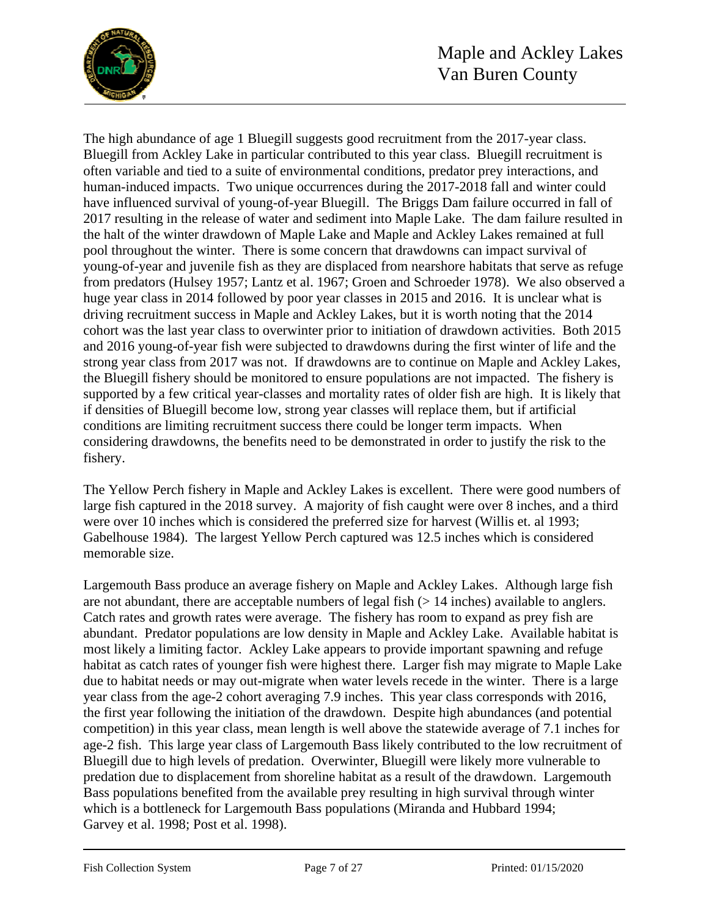The high abundance of age 1 Bluegill suggests good recruitment from the 2017-year class. Bluegill from Ackley Lake in particular contributed to this year class. Bluegill recruitment is often variable and tied to a suite of environmental conditions, predator prey interactions, and human-induced impacts. Two unique occurrences during the 2017-2018 fall and winter could have influenced survival of young-of-year Bluegill. The Briggs Dam failure occurred in fall of 2017 resulting in the release of water and sediment into Maple Lake. The dam failure resulted in the halt of the winter drawdown of Maple Lake and Maple and Ackley Lakes remained at full pool throughout the winter. There is some concern that drawdowns can impact survival of young-of-year and juvenile fish as they are displaced from nearshore habitats that serve as refuge from predators (Hulsey 1957; Lantz et al. 1967; Groen and Schroeder 1978). We also observed a huge year class in 2014 followed by poor year classes in 2015 and 2016. It is unclear what is driving recruitment success in Maple and Ackley Lakes, but it is worth noting that the 2014 cohort was the last year class to overwinter prior to initiation of drawdown activities. Both 2015 and 2016 young-of-year fish were subjected to drawdowns during the first winter of life and the strong year class from 2017 was not. If drawdowns are to continue on Maple and Ackley Lakes, the Bluegill fishery should be monitored to ensure populations are not impacted. The fishery is supported by a few critical year-classes and mortality rates of older fish are high. It is likely that if densities of Bluegill become low, strong year classes will replace them, but if artificial conditions are limiting recruitment success there could be longer term impacts. When considering drawdowns, the benefits need to be demonstrated in order to justify the risk to the fishery.

The Yellow Perch fishery in Maple and Ackley Lakes is excellent. There were good numbers of large fish captured in the 2018 survey. A majority of fish caught were over 8 inches, and a third were over 10 inches which is considered the preferred size for harvest (Willis et. al 1993; Gabelhouse 1984). The largest Yellow Perch captured was 12.5 inches which is considered memorable size.

Largemouth Bass produce an average fishery on Maple and Ackley Lakes. Although large fish are not abundant, there are acceptable numbers of legal fish (> 14 inches) available to anglers. Catch rates and growth rates were average. The fishery has room to expand as prey fish are abundant. Predator populations are low density in Maple and Ackley Lake. Available habitat is most likely a limiting factor. Ackley Lake appears to provide important spawning and refuge habitat as catch rates of younger fish were highest there. Larger fish may migrate to Maple Lake due to habitat needs or may out-migrate when water levels recede in the winter. There is a large year class from the age-2 cohort averaging 7.9 inches. This year class corresponds with 2016, the first year following the initiation of the drawdown. Despite high abundances (and potential competition) in this year class, mean length is well above the statewide average of 7.1 inches for age-2 fish. This large year class of Largemouth Bass likely contributed to the low recruitment of Bluegill due to high levels of predation. Overwinter, Bluegill were likely more vulnerable to predation due to displacement from shoreline habitat as a result of the drawdown. Largemouth Bass populations benefited from the available prey resulting in high survival through winter which is a bottleneck for Largemouth Bass populations (Miranda and Hubbard 1994; Garvey et al. 1998; Post et al. 1998).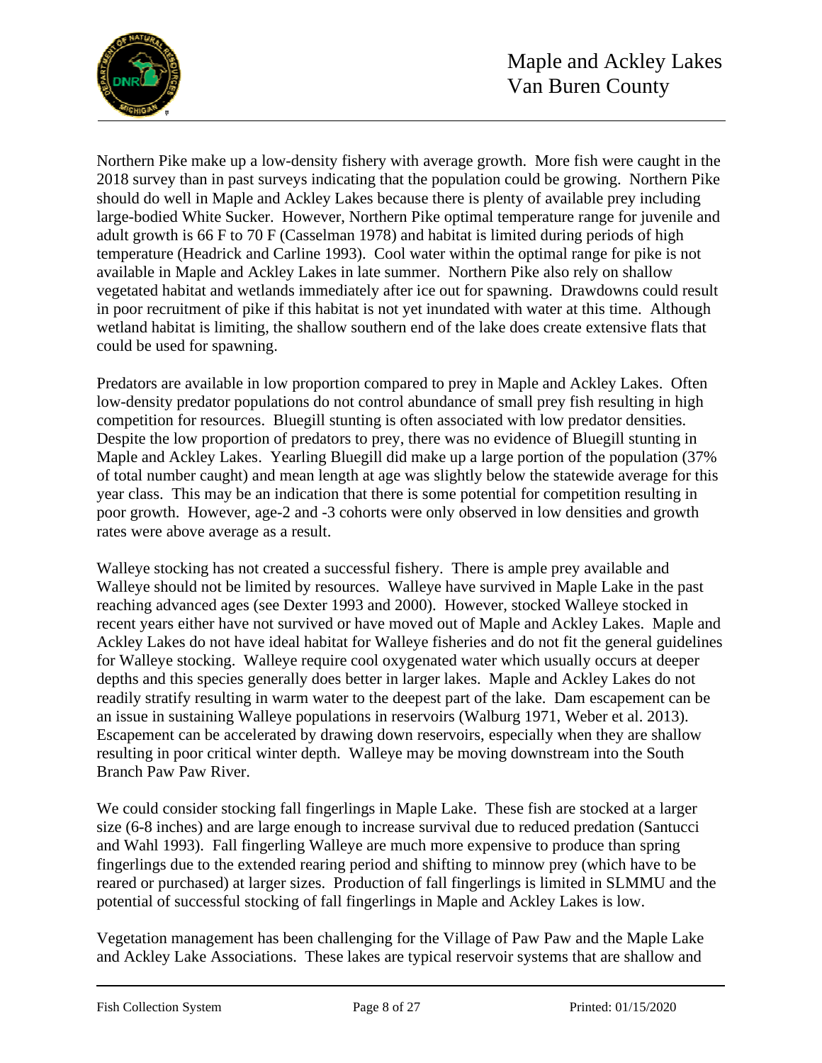Northern Pike make up a low-density fishery with average growth. More fish were caught in the 2018 survey than in past surveys indicating that the population could be growing. Northern Pike should do well in Maple and Ackley Lakes because there is plenty of available prey including large-bodied White Sucker. However, Northern Pike optimal temperature range for juvenile and adult growth is 66 F to 70 F (Casselman 1978) and habitat is limited during periods of high temperature (Headrick and Carline 1993). Cool water within the optimal range for pike is not available in Maple and Ackley Lakes in late summer. Northern Pike also rely on shallow vegetated habitat and wetlands immediately after ice out for spawning. Drawdowns could result in poor recruitment of pike if this habitat is not yet inundated with water at this time. Although wetland habitat is limiting, the shallow southern end of the lake does create extensive flats that could be used for spawning.

Predators are available in low proportion compared to prey in Maple and Ackley Lakes. Often low-density predator populations do not control abundance of small prey fish resulting in high competition for resources. Bluegill stunting is often associated with low predator densities. Despite the low proportion of predators to prey, there was no evidence of Bluegill stunting in Maple and Ackley Lakes. Yearling Bluegill did make up a large portion of the population (37% of total number caught) and mean length at age was slightly below the statewide average for this year class. This may be an indication that there is some potential for competition resulting in poor growth. However, age-2 and -3 cohorts were only observed in low densities and growth rates were above average as a result.

Walleye stocking has not created a successful fishery. There is ample prey available and Walleye should not be limited by resources. Walleye have survived in Maple Lake in the past reaching advanced ages (see Dexter 1993 and 2000). However, stocked Walleye stocked in recent years either have not survived or have moved out of Maple and Ackley Lakes. Maple and Ackley Lakes do not have ideal habitat for Walleye fisheries and do not fit the general guidelines for Walleye stocking. Walleye require cool oxygenated water which usually occurs at deeper depths and this species generally does better in larger lakes. Maple and Ackley Lakes do not readily stratify resulting in warm water to the deepest part of the lake. Dam escapement can be an issue in sustaining Walleye populations in reservoirs (Walburg 1971, Weber et al. 2013). Escapement can be accelerated by drawing down reservoirs, especially when they are shallow resulting in poor critical winter depth. Walleye may be moving downstream into the South Branch Paw Paw River.

We could consider stocking fall fingerlings in Maple Lake. These fish are stocked at a larger size (6-8 inches) and are large enough to increase survival due to reduced predation (Santucci and Wahl 1993). Fall fingerling Walleye are much more expensive to produce than spring fingerlings due to the extended rearing period and shifting to minnow prey (which have to be reared or purchased) at larger sizes. Production of fall fingerlings is limited in SLMMU and the potential of successful stocking of fall fingerlings in Maple and Ackley Lakes is low.

Vegetation management has been challenging for the Village of Paw Paw and the Maple Lake and Ackley Lake Associations. These lakes are typical reservoir systems that are shallow and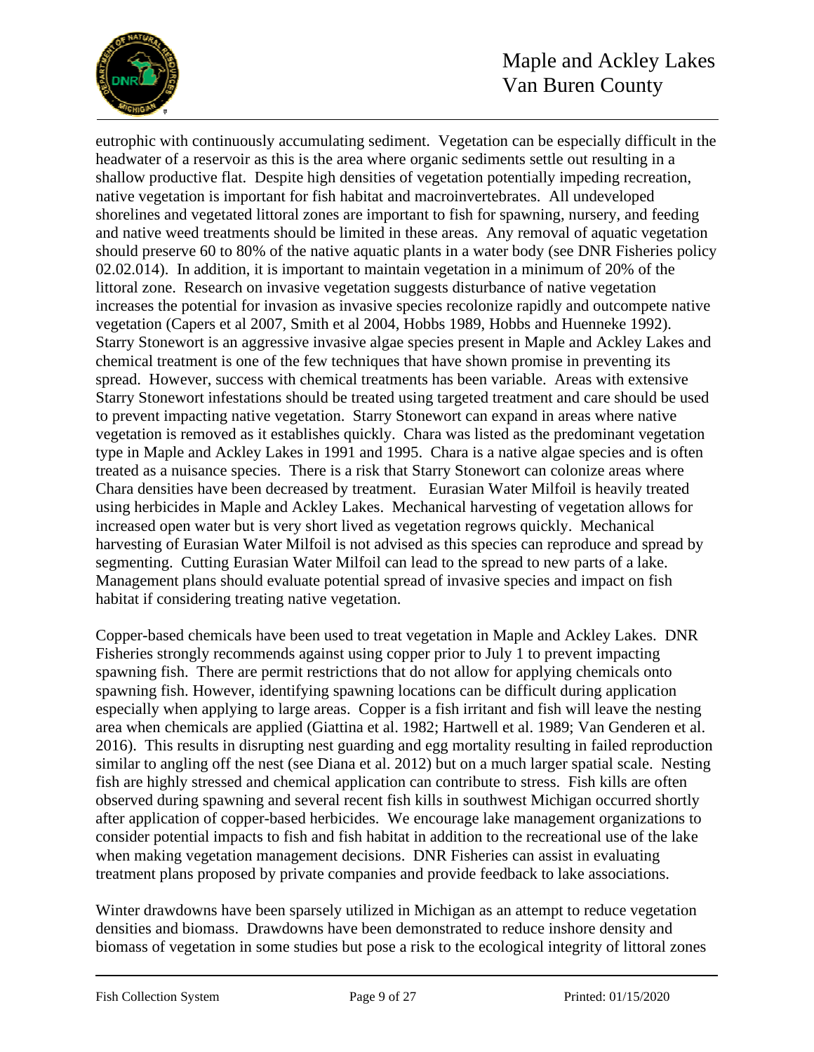eutrophic with continuously accumulating sediment. Vegetation can be especially difficult in the headwater of a reservoir as this is the area where organic sediments settle out resulting in a shallow productive flat. Despite high densities of vegetation potentially impeding recreation, native vegetation is important for fish habitat and macroinvertebrates. All undeveloped shorelines and vegetated littoral zones are important to fish for spawning, nursery, and feeding and native weed treatments should be limited in these areas. Any removal of aquatic vegetation should preserve 60 to 80% of the native aquatic plants in a water body (see DNR Fisheries policy 02.02.014). In addition, it is important to maintain vegetation in a minimum of 20% of the littoral zone. Research on invasive vegetation suggests disturbance of native vegetation increases the potential for invasion as invasive species recolonize rapidly and outcompete native vegetation (Capers et al 2007, Smith et al 2004, Hobbs 1989, Hobbs and Huenneke 1992). Starry Stonewort is an aggressive invasive algae species present in Maple and Ackley Lakes and chemical treatment is one of the few techniques that have shown promise in preventing its spread. However, success with chemical treatments has been variable. Areas with extensive Starry Stonewort infestations should be treated using targeted treatment and care should be used to prevent impacting native vegetation. Starry Stonewort can expand in areas where native vegetation is removed as it establishes quickly. Chara was listed as the predominant vegetation type in Maple and Ackley Lakes in 1991 and 1995. Chara is a native algae species and is often treated as a nuisance species. There is a risk that Starry Stonewort can colonize areas where Chara densities have been decreased by treatment. Eurasian Water Milfoil is heavily treated using herbicides in Maple and Ackley Lakes. Mechanical harvesting of vegetation allows for increased open water but is very short lived as vegetation regrows quickly. Mechanical harvesting of Eurasian Water Milfoil is not advised as this species can reproduce and spread by segmenting. Cutting Eurasian Water Milfoil can lead to the spread to new parts of a lake. Management plans should evaluate potential spread of invasive species and impact on fish habitat if considering treating native vegetation.

Copper-based chemicals have been used to treat vegetation in Maple and Ackley Lakes. DNR Fisheries strongly recommends against using copper prior to July 1 to prevent impacting spawning fish. There are permit restrictions that do not allow for applying chemicals onto spawning fish. However, identifying spawning locations can be difficult during application especially when applying to large areas. Copper is a fish irritant and fish will leave the nesting area when chemicals are applied (Giattina et al. 1982; Hartwell et al. 1989; Van Genderen et al. 2016). This results in disrupting nest guarding and egg mortality resulting in failed reproduction similar to angling off the nest (see Diana et al. 2012) but on a much larger spatial scale. Nesting fish are highly stressed and chemical application can contribute to stress. Fish kills are often observed during spawning and several recent fish kills in southwest Michigan occurred shortly after application of copper-based herbicides. We encourage lake management organizations to consider potential impacts to fish and fish habitat in addition to the recreational use of the lake when making vegetation management decisions. DNR Fisheries can assist in evaluating treatment plans proposed by private companies and provide feedback to lake associations.

Winter drawdowns have been sparsely utilized in Michigan as an attempt to reduce vegetation densities and biomass. Drawdowns have been demonstrated to reduce inshore density and biomass of vegetation in some studies but pose a risk to the ecological integrity of littoral zones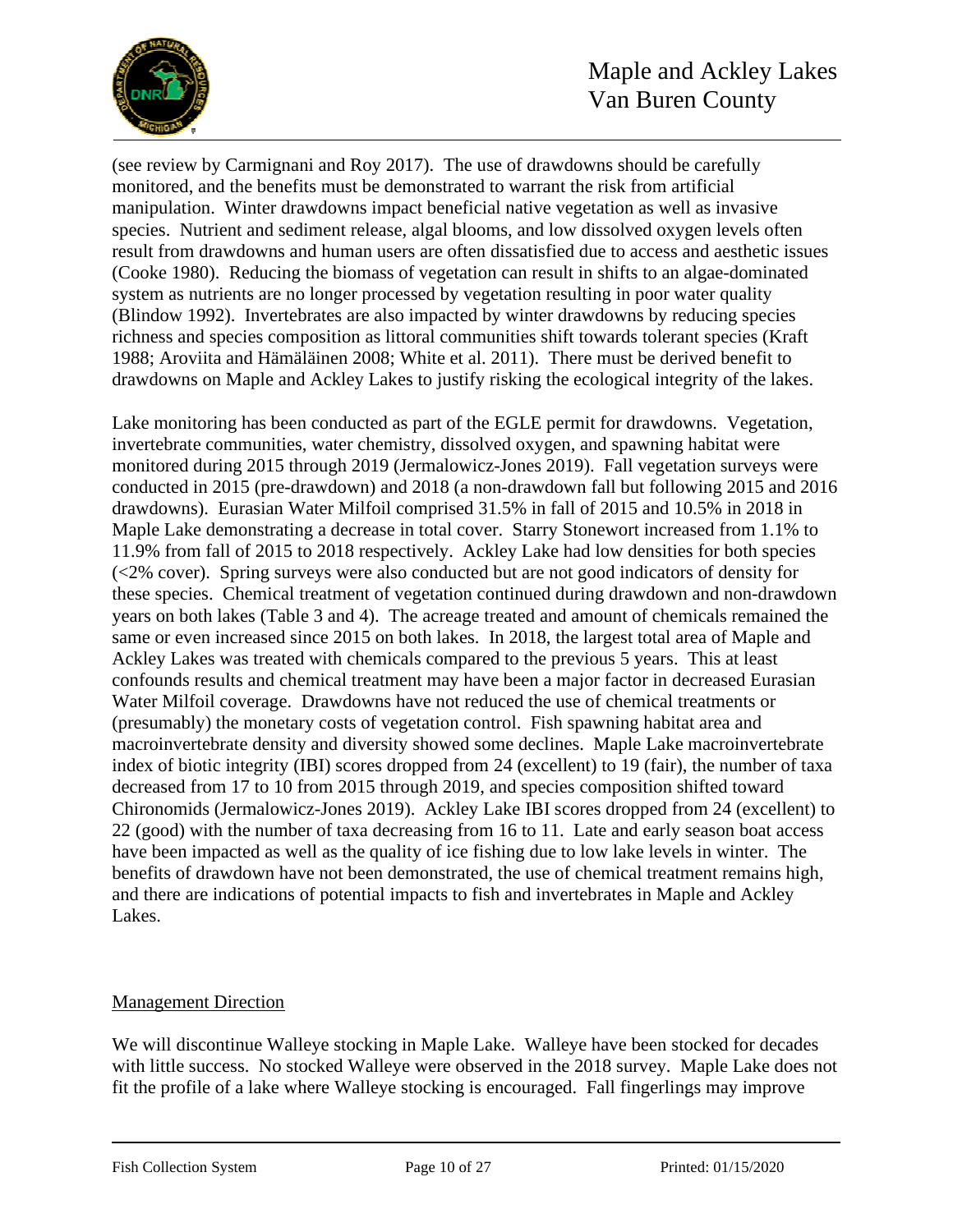(see review by Carmignani and Roy 2017). The use of drawdowns should be carefully monitored, and the benefits must be demonstrated to warrant the risk from artificial manipulation. Winter drawdowns impact beneficial native vegetation as well as invasive species. Nutrient and sediment release, algal blooms, and low dissolved oxygen levels often result from drawdowns and human users are often dissatisfied due to access and aesthetic issues (Cooke 1980). Reducing the biomass of vegetation can result in shifts to an algae-dominated system as nutrients are no longer processed by vegetation resulting in poor water quality (Blindow 1992). Invertebrates are also impacted by winter drawdowns by reducing species richness and species composition as littoral communities shift towards tolerant species (Kraft 1988; Aroviita and Hämäläinen 2008; White et al. 2011). There must be derived benefit to drawdowns on Maple and Ackley Lakes to justify risking the ecological integrity of the lakes.

Lake monitoring has been conducted as part of the EGLE permit for drawdowns. Vegetation, invertebrate communities, water chemistry, dissolved oxygen, and spawning habitat were monitored during 2015 through 2019 (Jermalowicz-Jones 2019). Fall vegetation surveys were conducted in 2015 (pre-drawdown) and 2018 (a non-drawdown fall but following 2015 and 2016 drawdowns). Eurasian Water Milfoil comprised 31.5% in fall of 2015 and 10.5% in 2018 in Maple Lake demonstrating a decrease in total cover. Starry Stonewort increased from 1.1% to 11.9% from fall of 2015 to 2018 respectively. Ackley Lake had low densities for both species (<2% cover). Spring surveys were also conducted but are not good indicators of density for these species. Chemical treatment of vegetation continued during drawdown and non-drawdown years on both lakes (Table 3 and 4). The acreage treated and amount of chemicals remained the same or even increased since 2015 on both lakes. In 2018, the largest total area of Maple and Ackley Lakes was treated with chemicals compared to the previous 5 years. This at least confounds results and chemical treatment may have been a major factor in decreased Eurasian Water Milfoil coverage. Drawdowns have not reduced the use of chemical treatments or (presumably) the monetary costs of vegetation control. Fish spawning habitat area and macroinvertebrate density and diversity showed some declines. Maple Lake macroinvertebrate index of biotic integrity (IBI) scores dropped from 24 (excellent) to 19 (fair), the number of taxa decreased from 17 to 10 from 2015 through 2019, and species composition shifted toward Chironomids (Jermalowicz-Jones 2019). Ackley Lake IBI scores dropped from 24 (excellent) to 22 (good) with the number of taxa decreasing from 16 to 11. Late and early season boat access have been impacted as well as the quality of ice fishing due to low lake levels in winter. The benefits of drawdown have not been demonstrated, the use of chemical treatment remains high, and there are indications of potential impacts to fish and invertebrates in Maple and Ackley Lakes.

## Management Direction

We will discontinue Walleye stocking in Maple Lake. Walleye have been stocked for decades with little success. No stocked Walleye were observed in the 2018 survey. Maple Lake does not fit the profile of a lake where Walleye stocking is encouraged. Fall fingerlings may improve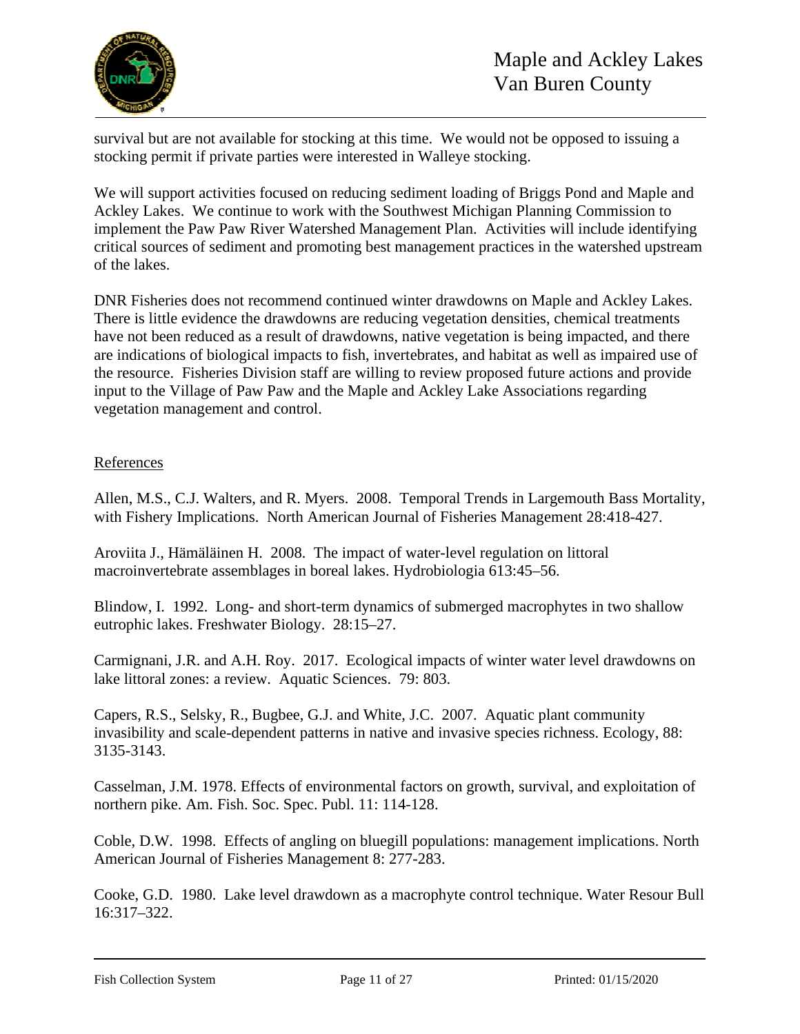survival but are not available for stocking at this time. We would not be opposed to issuing a stocking permit if private parties were interested in Walleye stocking.

We will support activities focused on reducing sediment loading of Briggs Pond and Maple and Ackley Lakes. We continue to work with the Southwest Michigan Planning Commission to implement the Paw Paw River Watershed Management Plan. Activities will include identifying critical sources of sediment and promoting best management practices in the watershed upstream of the lakes.

DNR Fisheries does not recommend continued winter drawdowns on Maple and Ackley Lakes. There is little evidence the drawdowns are reducing vegetation densities, chemical treatments have not been reduced as a result of drawdowns, native vegetation is being impacted, and there are indications of biological impacts to fish, invertebrates, and habitat as well as impaired use of the resource. Fisheries Division staff are willing to review proposed future actions and provide input to the Village of Paw Paw and the Maple and Ackley Lake Associations regarding vegetation management and control.

## References

Allen, M.S., C.J. Walters, and R. Myers. 2008. Temporal Trends in Largemouth Bass Mortality, with Fishery Implications. North American Journal of Fisheries Management 28:418-427.

Aroviita J., Hämäläinen H. 2008. The impact of water-level regulation on littoral macroinvertebrate assemblages in boreal lakes. Hydrobiologia 613:45–56.

Blindow, I. 1992. Long- and short-term dynamics of submerged macrophytes in two shallow eutrophic lakes. Freshwater Biology. 28:15–27.

Carmignani, J.R. and A.H. Roy. 2017. Ecological impacts of winter water level drawdowns on lake littoral zones: a review. Aquatic Sciences. 79: 803.

Capers, R.S., Selsky, R., Bugbee, G.J. and White, J.C. 2007. Aquatic plant community invasibility and scale-dependent patterns in native and invasive species richness. Ecology, 88: 3135-3143.

Casselman, J.M. 1978. Effects of environmental factors on growth, survival, and exploitation of northern pike. Am. Fish. Soc. Spec. Publ. 11: 114-128.

Coble, D.W. 1998. Effects of angling on bluegill populations: management implications. North American Journal of Fisheries Management 8: 277-283.

Cooke, G.D. 1980. Lake level drawdown as a macrophyte control technique. Water Resour Bull 16:317–322.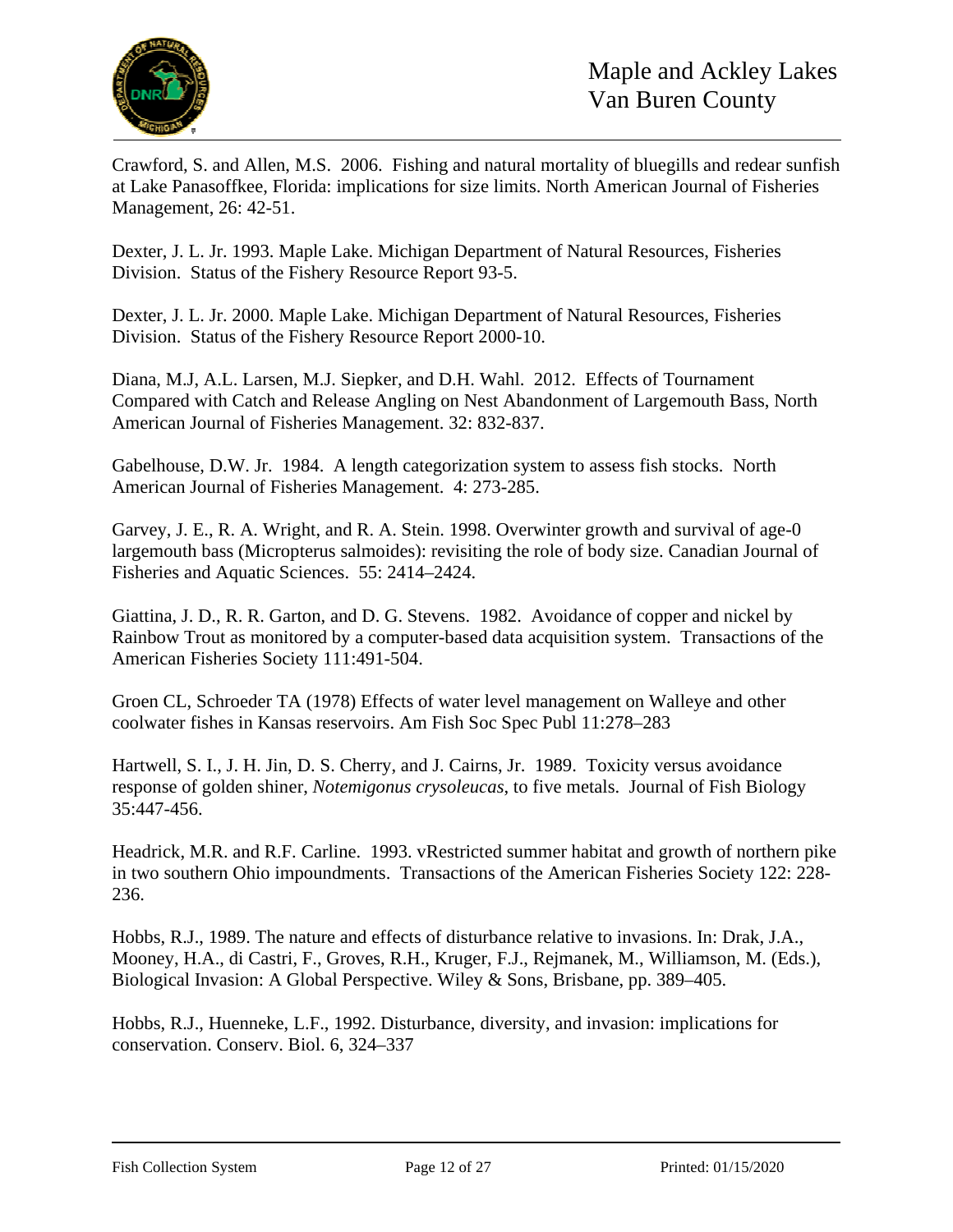Crawford, S. and Allen, M.S. 2006. Fishing and natural mortality of bluegills and redear sunfish at Lake Panasoffkee, Florida: implications for size limits. North American Journal of Fisheries Management, 26: 42-51.

Dexter, J. L. Jr. 1993. Maple Lake. Michigan Department of Natural Resources, Fisheries Division. Status of the Fishery Resource Report 93-5.

Dexter, J. L. Jr. 2000. Maple Lake. Michigan Department of Natural Resources, Fisheries Division. Status of the Fishery Resource Report 2000-10.

Diana, M.J, A.L. Larsen, M.J. Siepker, and D.H. Wahl. 2012. Effects of Tournament Compared with Catch and Release Angling on Nest Abandonment of Largemouth Bass, North American Journal of Fisheries Management. 32: 832-837.

Gabelhouse, D.W. Jr. 1984. A length categorization system to assess fish stocks. North American Journal of Fisheries Management. 4: 273-285.

Garvey, J. E., R. A. Wright, and R. A. Stein. 1998. Overwinter growth and survival of age-0 largemouth bass (Micropterus salmoides): revisiting the role of body size. Canadian Journal of Fisheries and Aquatic Sciences. 55: 2414–2424.

Giattina, J. D., R. R. Garton, and D. G. Stevens. 1982. Avoidance of copper and nickel by Rainbow Trout as monitored by a computer-based data acquisition system. Transactions of the American Fisheries Society 111:491-504.

Groen CL, Schroeder TA (1978) Effects of water level management on Walleye and other coolwater fishes in Kansas reservoirs. Am Fish Soc Spec Publ 11:278–283

Hartwell, S. I., J. H. Jin, D. S. Cherry, and J. Cairns, Jr. 1989. Toxicity versus avoidance response of golden shiner, *Notemigonus crysoleucas*, to five metals. Journal of Fish Biology 35:447-456.

Headrick, M.R. and R.F. Carline. 1993. vRestricted summer habitat and growth of northern pike in two southern Ohio impoundments. Transactions of the American Fisheries Society 122: 228-236.

Hobbs, R.J., 1989. The nature and effects of disturbance relative to invasions. In: Drak, J.A., Mooney, H.A., di Castri, F., Groves, R.H., Kruger, F.J., Rejmanek, M., Williamson, M. (Eds.), Biological Invasion: A Global Perspective. Wiley & Sons, Brisbane, pp. 389–405.

Hobbs, R.J., Huenneke, L.F., 1992. Disturbance, diversity, and invasion: implications for conservation. Conserv. Biol. 6, 324–337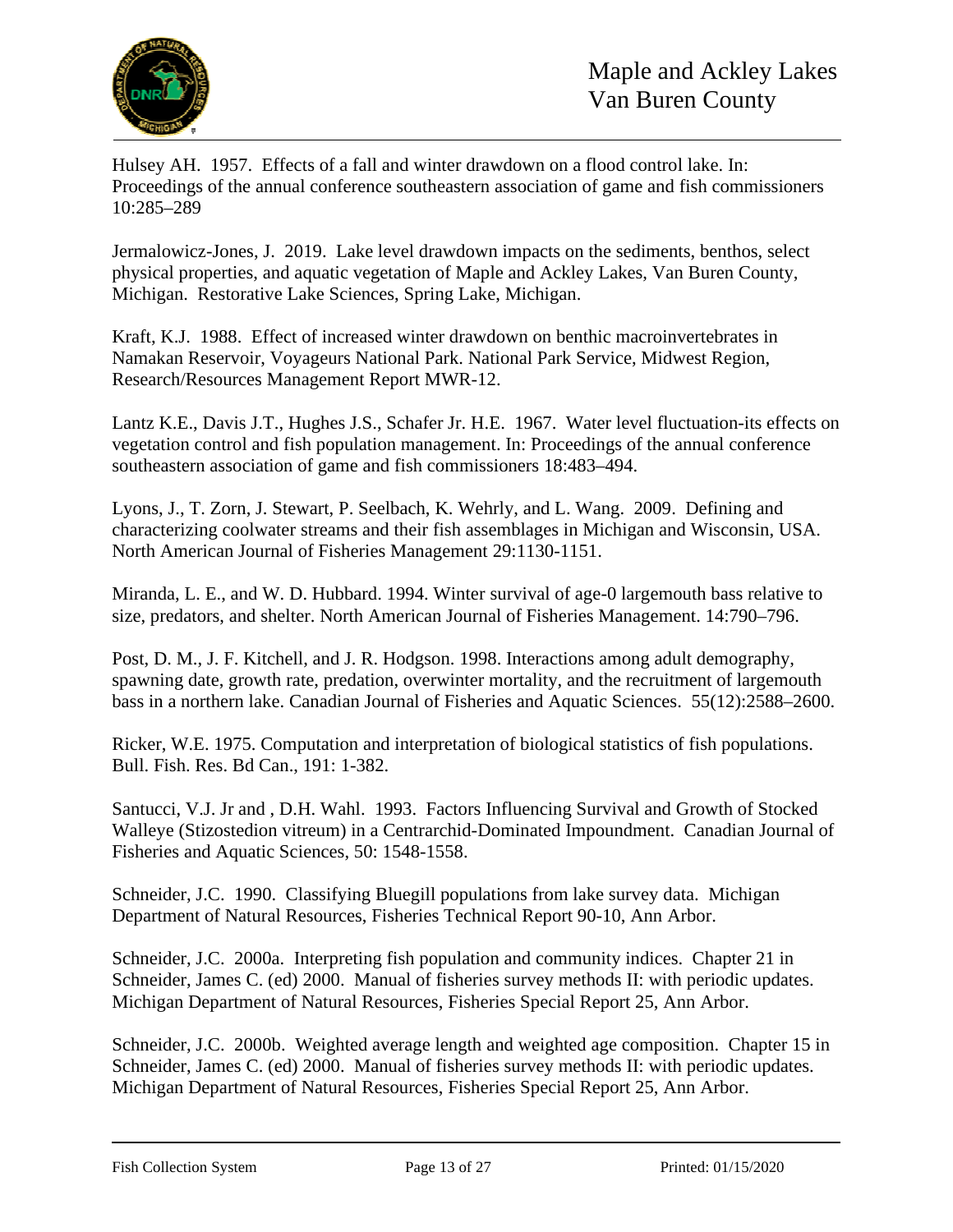Hulsey AH. 1957. Effects of a fall and winter drawdown on a flood control lake. In: Proceedings of the annual conference southeastern association of game and fish commissioners 10:285–289

Jermalowicz-Jones, J. 2019. Lake level drawdown impacts on the sediments, benthos, select physical properties, and aquatic vegetation of Maple and Ackley Lakes, Van Buren County, Michigan. Restorative Lake Sciences, Spring Lake, Michigan.

Kraft, K.J. 1988. Effect of increased winter drawdown on benthic macroinvertebrates in Namakan Reservoir, Voyageurs National Park. National Park Service, Midwest Region, Research/Resources Management Report MWR-12.

Lantz K.E., Davis J.T., Hughes J.S., Schafer Jr. H.E. 1967. Water level fluctuation-its effects on vegetation control and fish population management. In: Proceedings of the annual conference southeastern association of game and fish commissioners 18:483–494.

Lyons, J., T. Zorn, J. Stewart, P. Seelbach, K. Wehrly, and L. Wang. 2009. Defining and characterizing coolwater streams and their fish assemblages in Michigan and Wisconsin, USA. North American Journal of Fisheries Management 29:1130-1151.

Miranda, L. E., and W. D. Hubbard. 1994. Winter survival of age-0 largemouth bass relative to size, predators, and shelter. North American Journal of Fisheries Management. 14:790–796.

Post, D. M., J. F. Kitchell, and J. R. Hodgson. 1998. Interactions among adult demography, spawning date, growth rate, predation, overwinter mortality, and the recruitment of largemouth bass in a northern lake. Canadian Journal of Fisheries and Aquatic Sciences. 55(12):2588–2600.

Ricker, W.E. 1975. Computation and interpretation of biological statistics of fish populations. Bull. Fish. Res. Bd Can., 191: 1-382.

Santucci, V.J. Jr and , D.H. Wahl. 1993. Factors Influencing Survival and Growth of Stocked Walleye (Stizostedion vitreum) in a Centrarchid-Dominated Impoundment. Canadian Journal of Fisheries and Aquatic Sciences, 50: 1548-1558.

Schneider, J.C. 1990. Classifying Bluegill populations from lake survey data. Michigan Department of Natural Resources, Fisheries Technical Report 90-10, Ann Arbor.

Schneider, J.C. 2000a. Interpreting fish population and community indices. Chapter 21 in Schneider, James C. (ed) 2000. Manual of fisheries survey methods II: with periodic updates. Michigan Department of Natural Resources, Fisheries Special Report 25, Ann Arbor.

Schneider, J.C. 2000b. Weighted average length and weighted age composition. Chapter 15 in Schneider, James C. (ed) 2000. Manual of fisheries survey methods II: with periodic updates. Michigan Department of Natural Resources, Fisheries Special Report 25, Ann Arbor.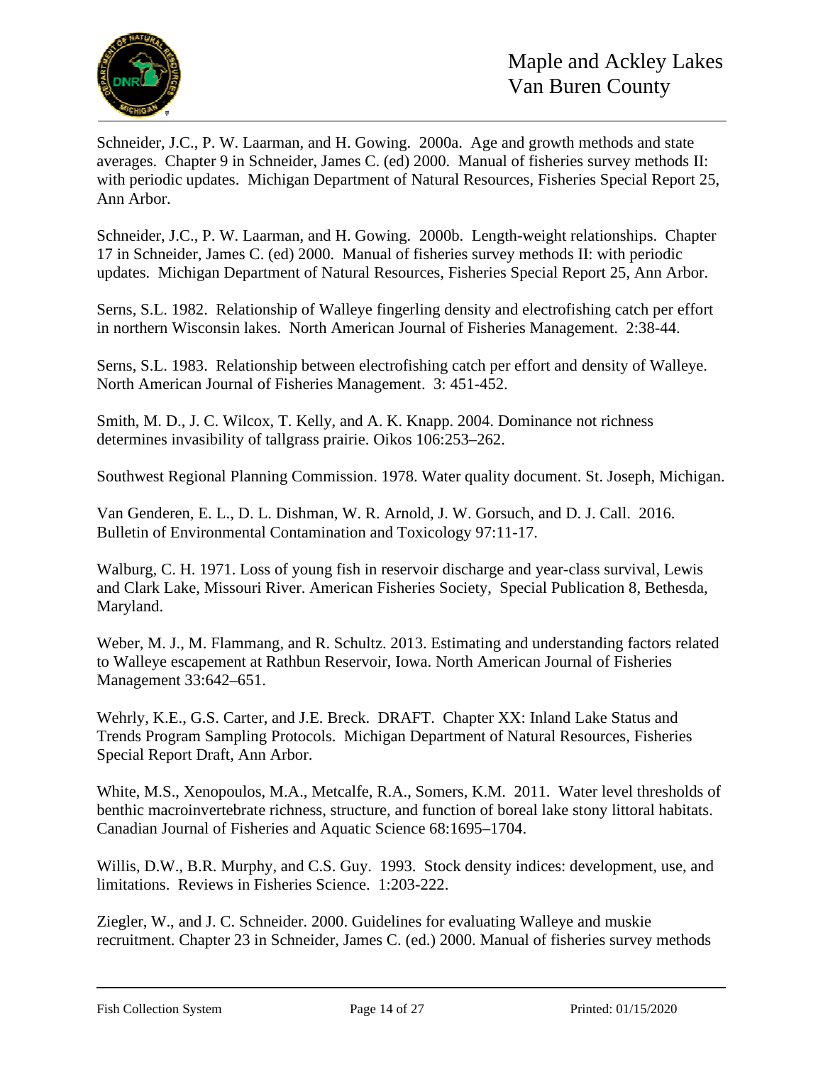Schneider, J.C., P. W. Laarman, and H. Gowing. 2000a. Age and growth methods and state averages. Chapter 9 in Schneider, James C. (ed) 2000. Manual of fisheries survey methods II: with periodic updates. Michigan Department of Natural Resources, Fisheries Special Report 25, Ann Arbor.

Schneider, J.C., P. W. Laarman, and H. Gowing. 2000b. Length-weight relationships. Chapter 17 in Schneider, James C. (ed) 2000. Manual of fisheries survey methods II: with periodic updates. Michigan Department of Natural Resources, Fisheries Special Report 25, Ann Arbor.

Serns, S.L. 1982. Relationship of Walleye fingerling density and electrofishing catch per effort in northern Wisconsin lakes. North American Journal of Fisheries Management. 2:38-44.

Serns, S.L. 1983. Relationship between electrofishing catch per effort and density of Walleye. North American Journal of Fisheries Management. 3: 451-452.

Smith, M. D., J. C. Wilcox, T. Kelly, and A. K. Knapp. 2004. Dominance not richness determines invasibility of tallgrass prairie. Oikos 106:253–262.

Southwest Regional Planning Commission. 1978. Water quality document. St. Joseph, Michigan.

Van Genderen, E. L., D. L. Dishman, W. R. Arnold, J. W. Gorsuch, and D. J. Call. 2016. Bulletin of Environmental Contamination and Toxicology 97:11-17.

Walburg, C. H. 1971. Loss of young fish in reservoir discharge and year-class survival, Lewis and Clark Lake, Missouri River. American Fisheries Society, Special Publication 8, Bethesda, Maryland.

Weber, M. J., M. Flammang, and R. Schultz. 2013. Estimating and understanding factors related to Walleye escapement at Rathbun Reservoir, Iowa. North American Journal of Fisheries Management 33:642–651.

Wehrly, K.E., G.S. Carter, and J.E. Breck. DRAFT. Chapter XX: Inland Lake Status and Trends Program Sampling Protocols. Michigan Department of Natural Resources, Fisheries Special Report Draft, Ann Arbor.

White, M.S., Xenopoulos, M.A., Metcalfe, R.A., Somers, K.M. 2011. Water level thresholds of benthic macroinvertebrate richness, structure, and function of boreal lake stony littoral habitats. Canadian Journal of Fisheries and Aquatic Science 68:1695–1704.

Willis, D.W., B.R. Murphy, and C.S. Guy. 1993. Stock density indices: development, use, and limitations. Reviews in Fisheries Science. 1:203-222.

Ziegler, W., and J. C. Schneider. 2000. Guidelines for evaluating Walleye and muskie recruitment. Chapter 23 in Schneider, James C. (ed.) 2000. Manual of fisheries survey methods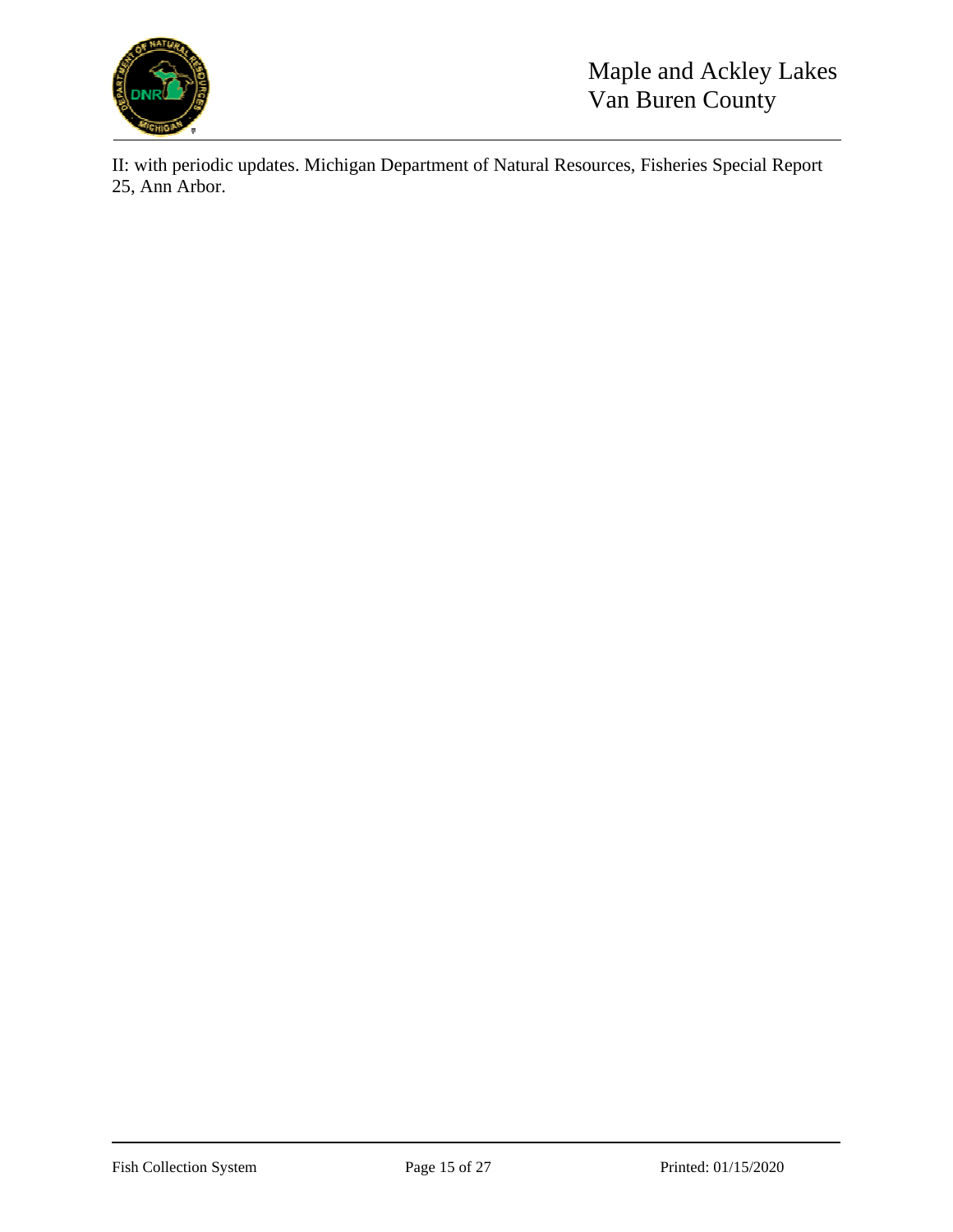II: with periodic updates. Michigan Department of Natural Resources, Fisheries Special Report 25, Ann Arbor.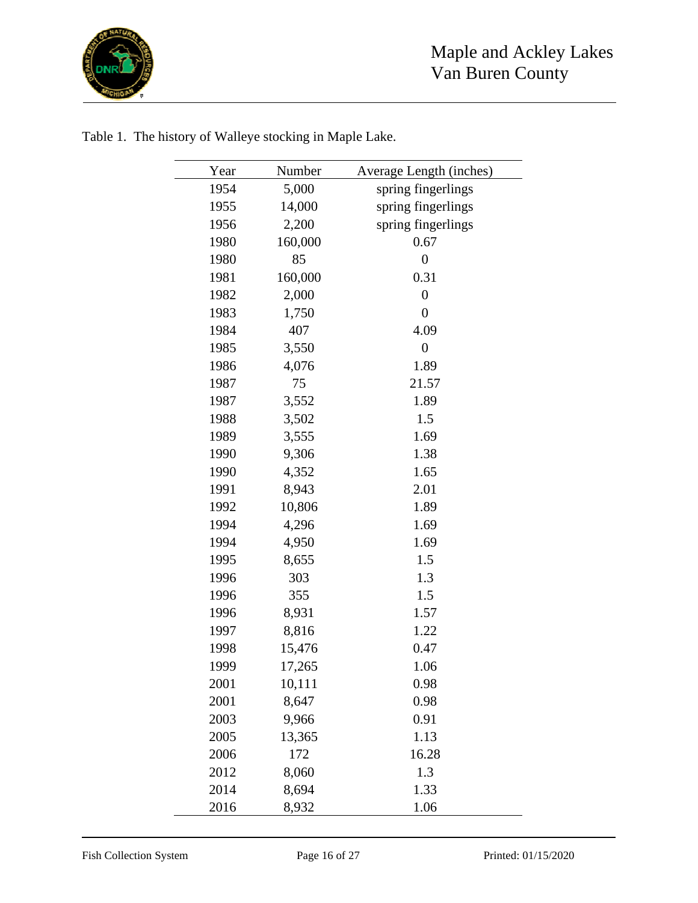Table 1. The history of Walleye stocking in Maple Lake.

| Year | Number | Average Length (inches) |
|---|---|---|
| 1954 | 5,000 | spring fingerlings |
| 1955 | 14,000 | spring fingerlings |
| 1956 | 2,200 | spring fingerlings |
| 1980 | 160,000 | 0.67 |
| 1980 | 85 | 0 |
| 1981 | 160,000 | 0.31 |
| 1982 | 2,000 | 0 |
| 1983 | 1,750 | 0 |
| 1984 | 407 | 4.09 |
| 1985 | 3,550 | 0 |
| 1986 | 4,076 | 1.89 |
| 1987 | 75 | 21.57 |
| 1987 | 3,552 | 1.89 |
| 1988 | 3,502 | 1.5 |
| 1989 | 3,555 | 1.69 |
| 1990 | 9,306 | 1.38 |
| 1990 | 4,352 | 1.65 |
| 1991 | 8,943 | 2.01 |
| 1992 | 10,806 | 1.89 |
| 1994 | 4,296 | 1.69 |
| 1994 | 4,950 | 1.69 |
| 1995 | 8,655 | 1.5 |
| 1996 | 303 | 1.3 |
| 1996 | 355 | 1.5 |
| 1996 | 8,931 | 1.57 |
| 1997 | 8,816 | 1.22 |
| 1998 | 15,476 | 0.47 |
| 1999 | 17,265 | 1.06 |
| 2001 | 10,111 | 0.98 |
| 2001 | 8,647 | 0.98 |
| 2003 | 9,966 | 0.91 |
| 2005 | 13,365 | 1.13 |
| 2006 | 172 | 16.28 |
| 2012 | 8,060 | 1.3 |
| 2014 | 8,694 | 1.33 |
| 2016 | 8,932 | 1.06 |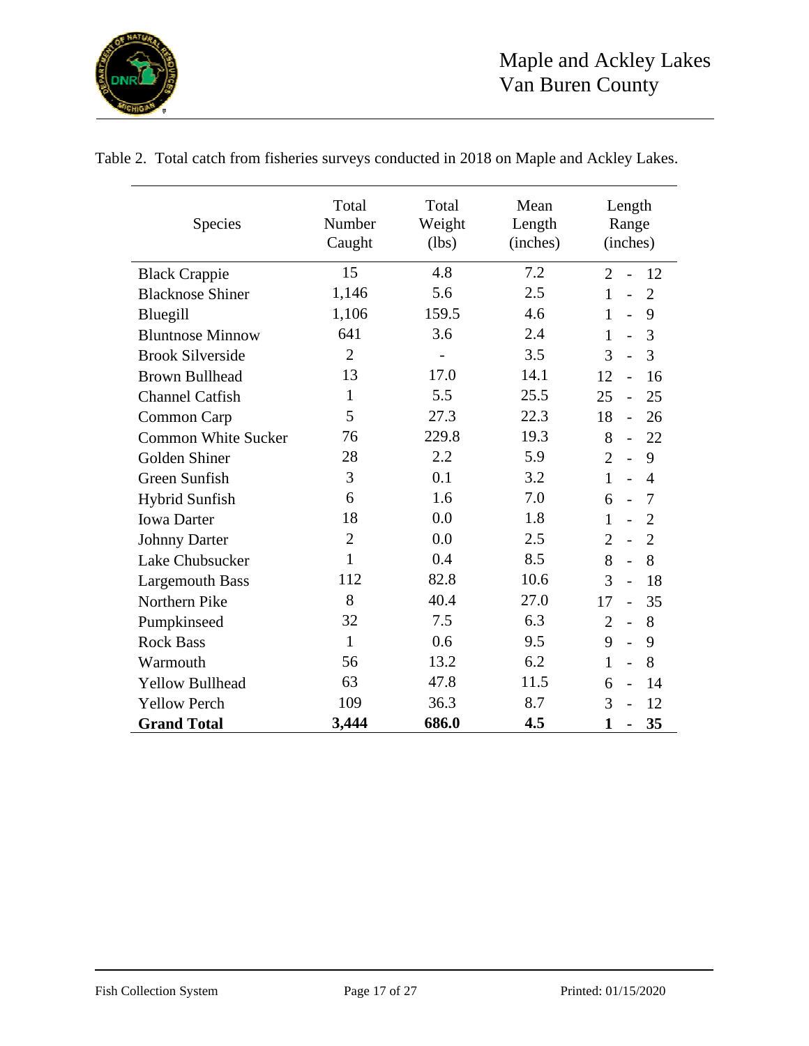Table 2. Total catch from fisheries surveys conducted in 2018 on Maple and Ackley Lakes.

| Species | Total Number Caught | Total Weight (lbs) | Mean Length (inches) | Length Range (inches) |
|---|---|---|---|---|
| Black Crappie | 15 | 4.8 | 7.2 | 2 - 12 |
| Blacknose Shiner | 1,146 | 5.6 | 2.5 | 1 - 2 |
| Bluegill | 1,106 | 159.5 | 4.6 | 1 - 9 |
| Bluntnose Minnow | 641 | 3.6 | 2.4 | 1 - 3 |
| Brook Silverside | 2 | - | 3.5 | 3 - 3 |
| Brown Bullhead | 13 | 17.0 | 14.1 | 12 - 16 |
| Channel Catfish | 1 | 5.5 | 25.5 | 25 - 25 |
| Common Carp | 5 | 27.3 | 22.3 | 18 - 26 |
| Common White Sucker | 76 | 229.8 | 19.3 | 8 - 22 |
| Golden Shiner | 28 | 2.2 | 5.9 | 2 - 9 |
| Green Sunfish | 3 | 0.1 | 3.2 | 1 - 4 |
| Hybrid Sunfish | 6 | 1.6 | 7.0 | 6 - 7 |
| Iowa Darter | 18 | 0.0 | 1.8 | 1 - 2 |
| Johnny Darter | 2 | 0.0 | 2.5 | 2 - 2 |
| Lake Chubsucker | 1 | 0.4 | 8.5 | 8 - 8 |
| Largemouth Bass | 112 | 82.8 | 10.6 | 3 - 18 |
| Northern Pike | 8 | 40.4 | 27.0 | 17 - 35 |
| Pumpkinseed | 32 | 7.5 | 6.3 | 2 - 8 |
| Rock Bass | 1 | 0.6 | 9.5 | 9 - 9 |
| Warmouth | 56 | 13.2 | 6.2 | 1 - 8 |
| Yellow Bullhead | 63 | 47.8 | 11.5 | 6 - 14 |
| Yellow Perch | 109 | 36.3 | 8.7 | 3 - 12 |
| **Grand Total** | **3,444** | **686.0** | **4.5** | **1 - 35** |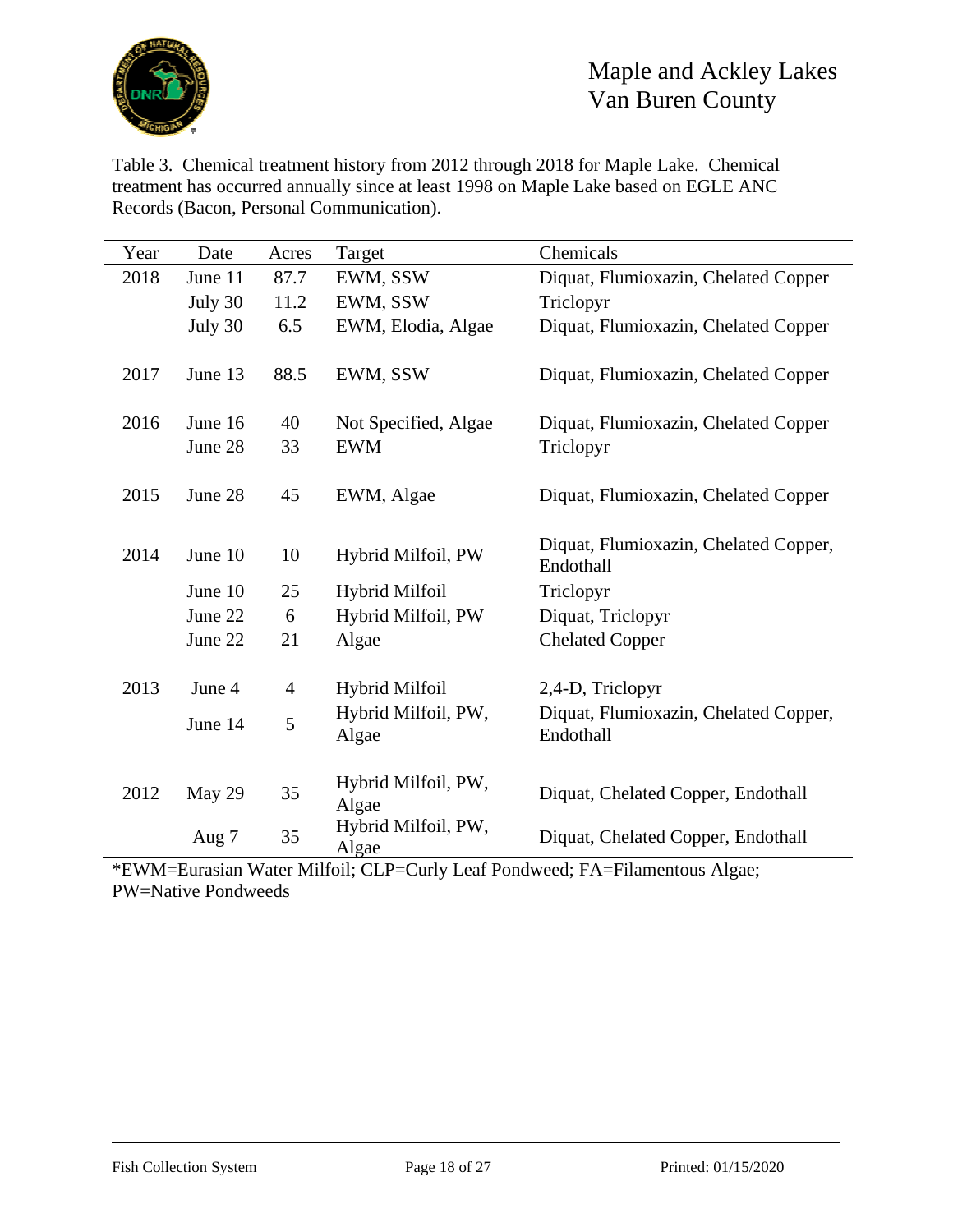Table 3. Chemical treatment history from 2012 through 2018 for Maple Lake. Chemical treatment has occurred annually since at least 1998 on Maple Lake based on EGLE ANC Records (Bacon, Personal Communication).

| Year | Date | Acres | Target | Chemicals |
|---|---|---|---|---|
| 2018 | June 11 | 87.7 | EWM, SSW | Diquat, Flumioxazin, Chelated Copper |
| | July 30 | 11.2 | EWM, SSW | Triclopyr |
| | July 30 | 6.5 | EWM, Elodia, Algae | Diquat, Flumioxazin, Chelated Copper |
| 2017 | June 13 | 88.5 | EWM, SSW | Diquat, Flumioxazin, Chelated Copper |
| 2016 | June 16 | 40 | Not Specified, Algae | Diquat, Flumioxazin, Chelated Copper |
| | June 28 | 33 | EWM | Triclopyr |
| 2015 | June 28 | 45 | EWM, Algae | Diquat, Flumioxazin, Chelated Copper |
| 2014 | June 10 | 10 | Hybrid Milfoil, PW | Diquat, Flumioxazin, Chelated Copper, Endothall |
| | June 10 | 25 | Hybrid Milfoil | Triclopyr |
| | June 22 | 6 | Hybrid Milfoil, PW | Diquat, Triclopyr |
| | June 22 | 21 | Algae | Chelated Copper |
| 2013 | June 4 | 4 | Hybrid Milfoil | 2,4-D, Triclopyr |
| | June 14 | 5 | Hybrid Milfoil, PW, Algae | Diquat, Flumioxazin, Chelated Copper, Endothall |
| 2012 | May 29 | 35 | Hybrid Milfoil, PW, Algae | Diquat, Chelated Copper, Endothall |
| | Aug 7 | 35 | Hybrid Milfoil, PW, Algae | Diquat, Chelated Copper, Endothall |

*EWM=Eurasian Water Milfoil; CLP=Curly Leaf Pondweed; FA=Filamentous Algae; PW=Native Pondweeds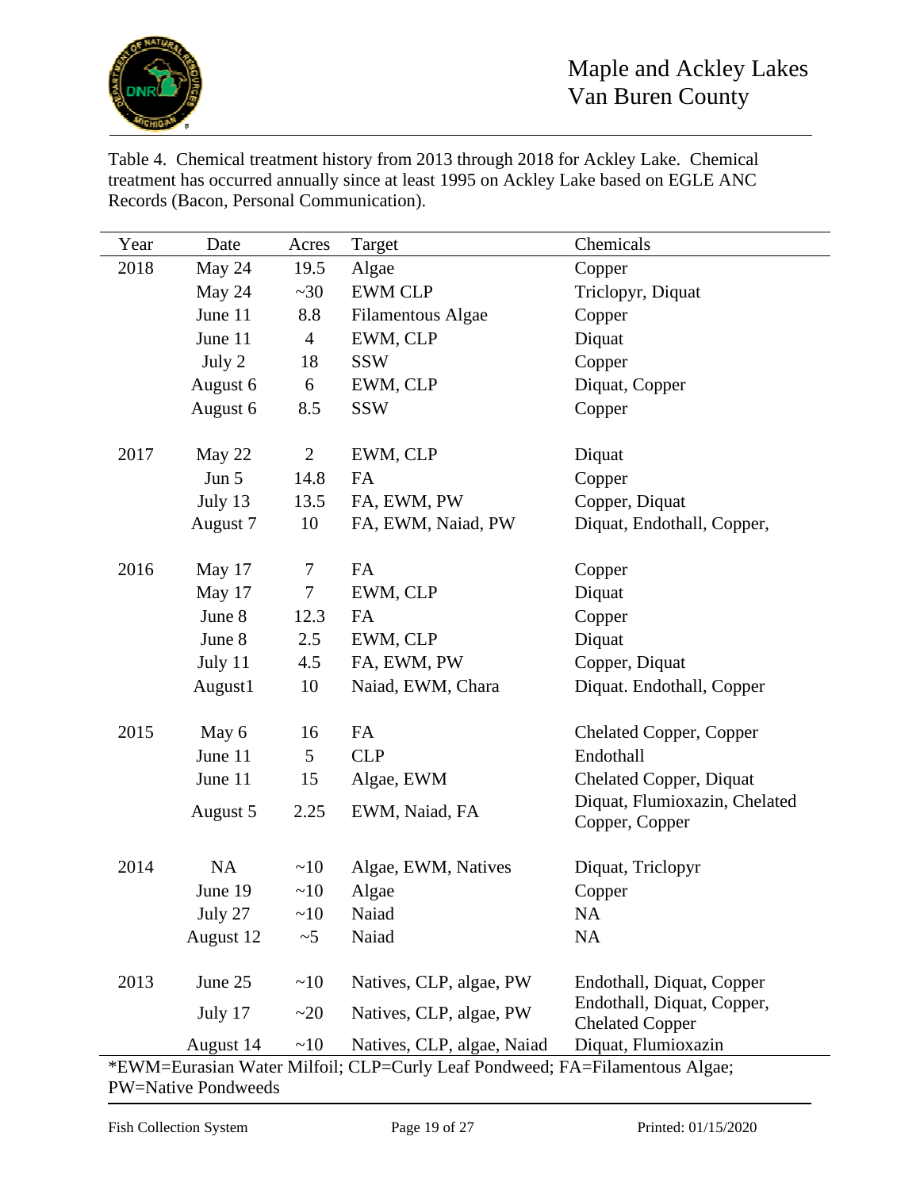Table 4. Chemical treatment history from 2013 through 2018 for Ackley Lake. Chemical treatment has occurred annually since at least 1995 on Ackley Lake based on EGLE ANC Records (Bacon, Personal Communication).

| Year | Date | Acres | Target | Chemicals |
|---|---|---|---|---|
| 2018 | May 24 | 19.5 | Algae | Copper |
| | May 24 | ~30 | EWM CLP | Triclopyr, Diquat |
| | June 11 | 8.8 | Filamentous Algae | Copper |
| | June 11 | 4 | EWM, CLP | Diquat |
| | July 2 | 18 | SSW | Copper |
| | August 6 | 6 | EWM, CLP | Diquat, Copper |
| | August 6 | 8.5 | SSW | Copper |
| 2017 | May 22 | 2 | EWM, CLP | Diquat |
| | Jun 5 | 14.8 | FA | Copper |
| | July 13 | 13.5 | FA, EWM, PW | Copper, Diquat |
| | August 7 | 10 | FA, EWM, Naiad, PW | Diquat, Endothall, Copper, |
| 2016 | May 17 | 7 | FA | Copper |
| | May 17 | 7 | EWM, CLP | Diquat |
| | June 8 | 12.3 | FA | Copper |
| | June 8 | 2.5 | EWM, CLP | Diquat |
| | July 11 | 4.5 | FA, EWM, PW | Copper, Diquat |
| | August1 | 10 | Naiad, EWM, Chara | Diquat. Endothall, Copper |
| 2015 | May 6 | 16 | FA | Chelated Copper, Copper |
| | June 11 | 5 | CLP | Endothall |
| | June 11 | 15 | Algae, EWM | Chelated Copper, Diquat |
| | August 5 | 2.25 | EWM, Naiad, FA | Diquat, Flumioxazin, Chelated Copper, Copper |
| 2014 | NA | ~10 | Algae, EWM, Natives | Diquat, Triclopyr |
| | June 19 | ~10 | Algae | Copper |
| | July 27 | ~10 | Naiad | NA |
| | August 12 | ~5 | Naiad | NA |
| 2013 | June 25 | ~10 | Natives, CLP, algae, PW | Endothall, Diquat, Copper |
| | July 17 | ~20 | Natives, CLP, algae, PW | Endothall, Diquat, Copper, Chelated Copper |
| | August 14 | ~10 | Natives, CLP, algae, Naiad | Diquat, Flumioxazin |

*EWM=Eurasian Water Milfoil; CLP=Curly Leaf Pondweed; FA=Filamentous Algae; PW=Native Pondweeds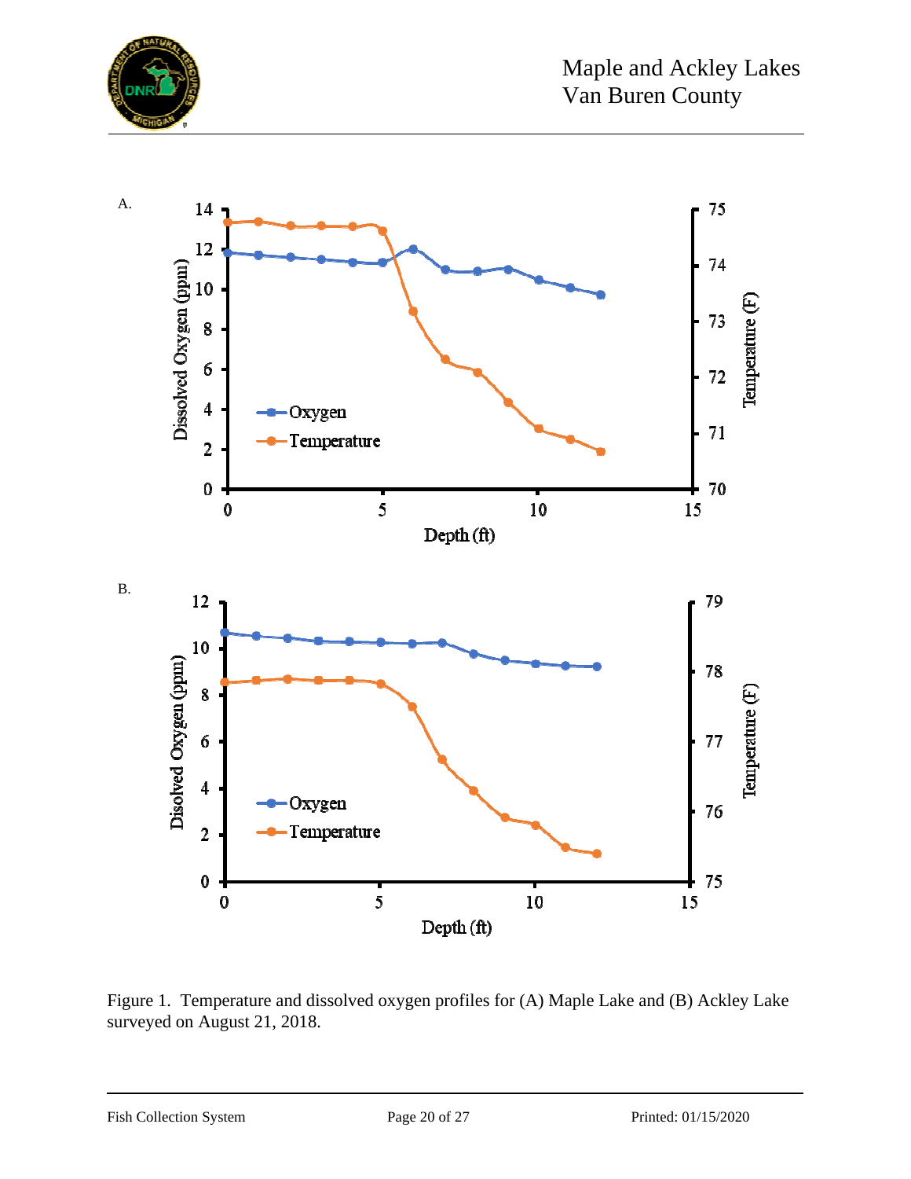A.

B.

Figure 1. Temperature and dissolved oxygen profiles for (A) Maple Lake and (B) Ackley Lake surveyed on August 21, 2018.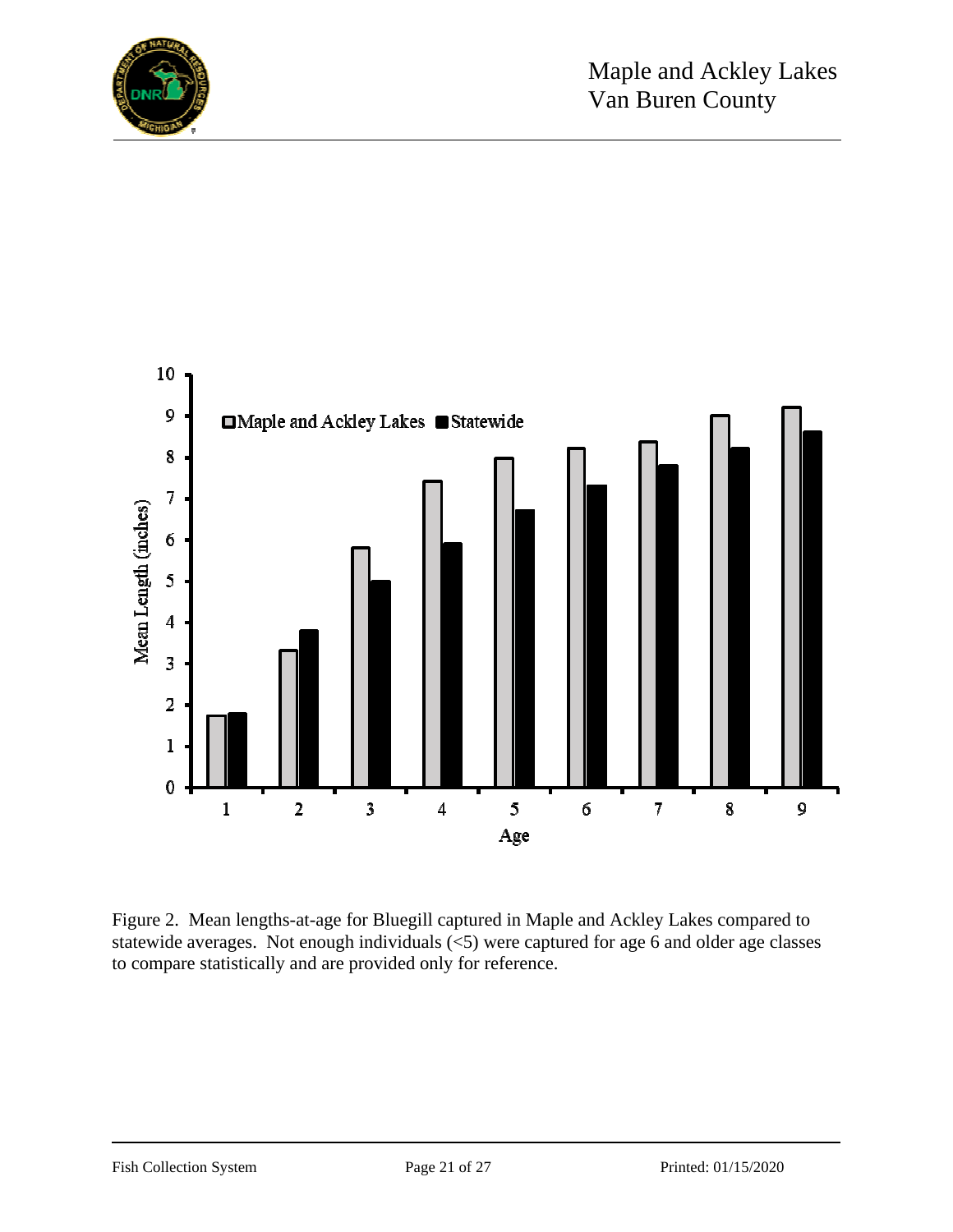Figure 2. Mean lengths-at-age for Bluegill captured in Maple and Ackley Lakes compared to statewide averages. Not enough individuals (<5) were captured for age 6 and older age classes to compare statistically and are provided only for reference.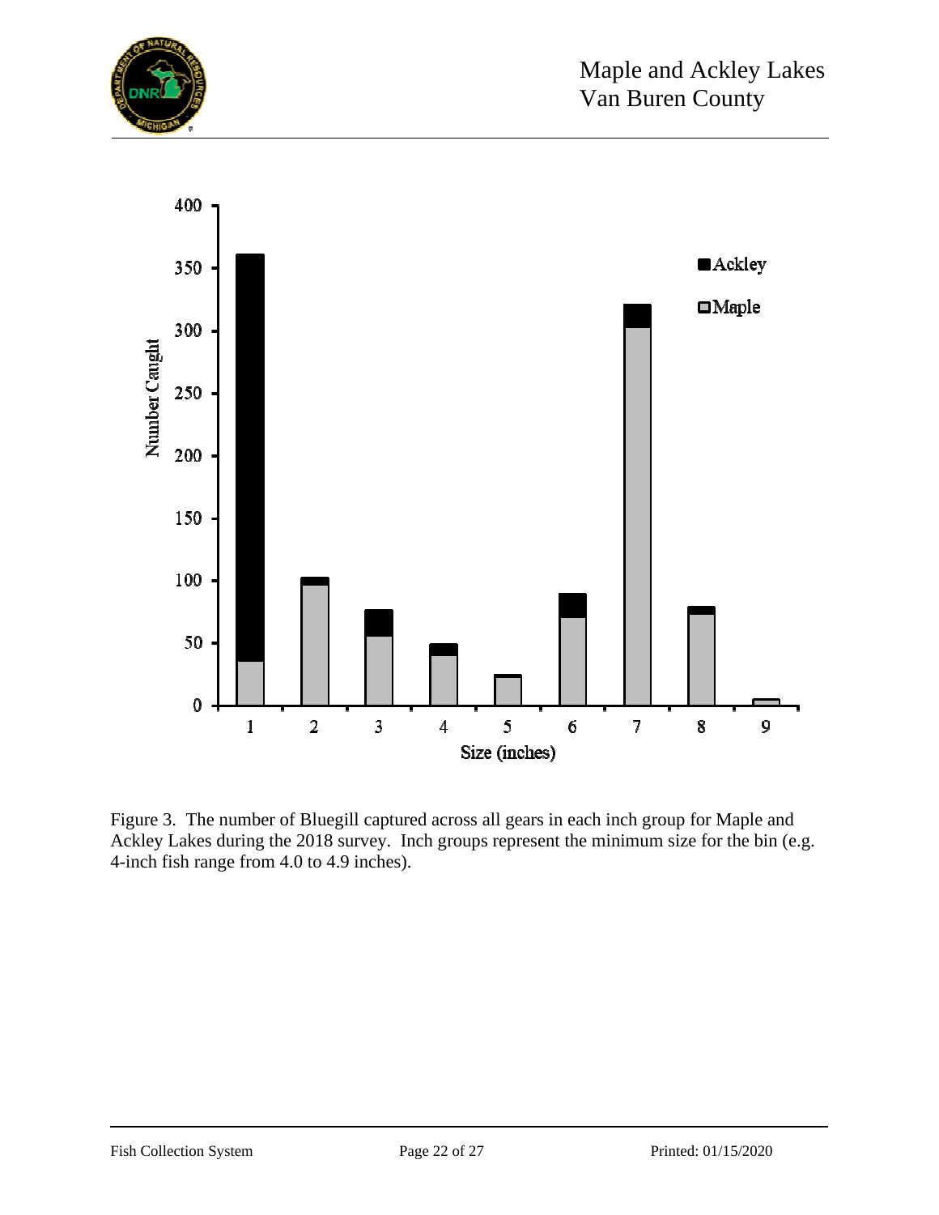Figure 3. The number of Bluegill captured across all gears in each inch group for Maple and Ackley Lakes during the 2018 survey. Inch groups represent the minimum size for the bin (e.g. 4-inch fish range from 4.0 to 4.9 inches).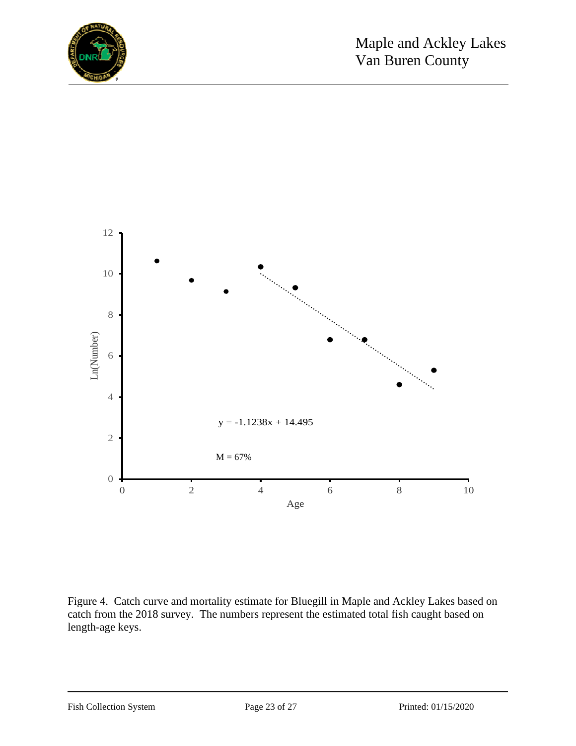Figure 4. Catch curve and mortality estimate for Bluegill in Maple and Ackley Lakes based on catch from the 2018 survey. The numbers represent the estimated total fish caught based on length-age keys.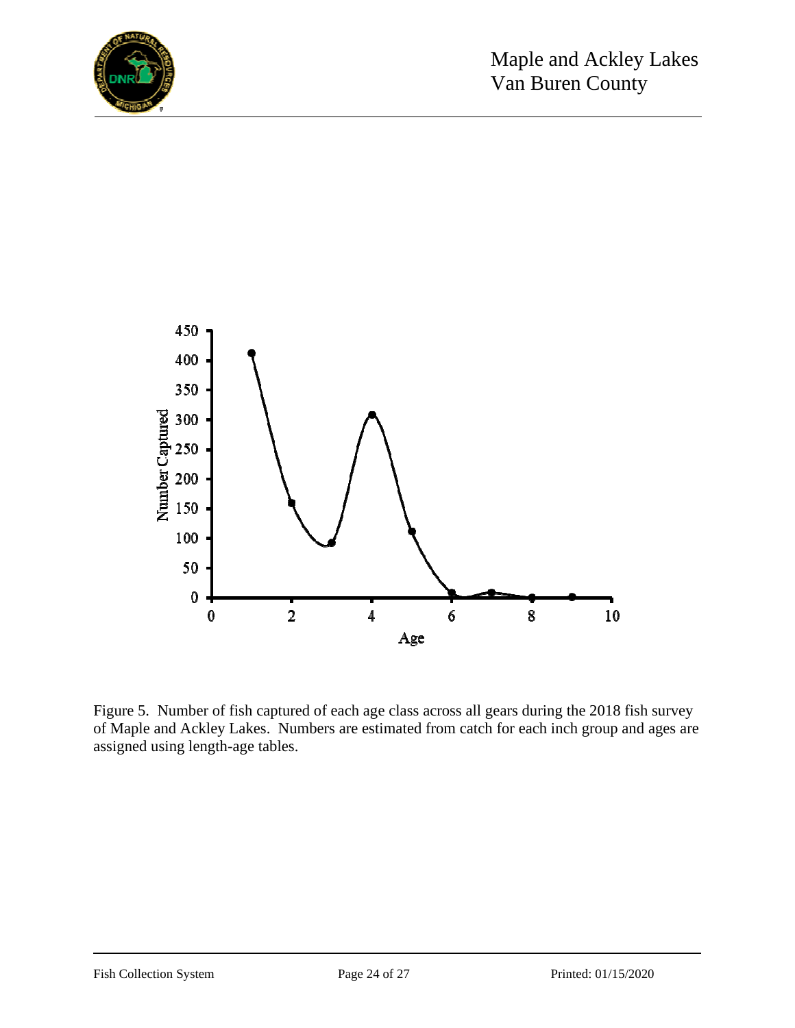Figure 5. Number of fish captured of each age class across all gears during the 2018 fish survey of Maple and Ackley Lakes. Numbers are estimated from catch for each inch group and ages are assigned using length-age tables.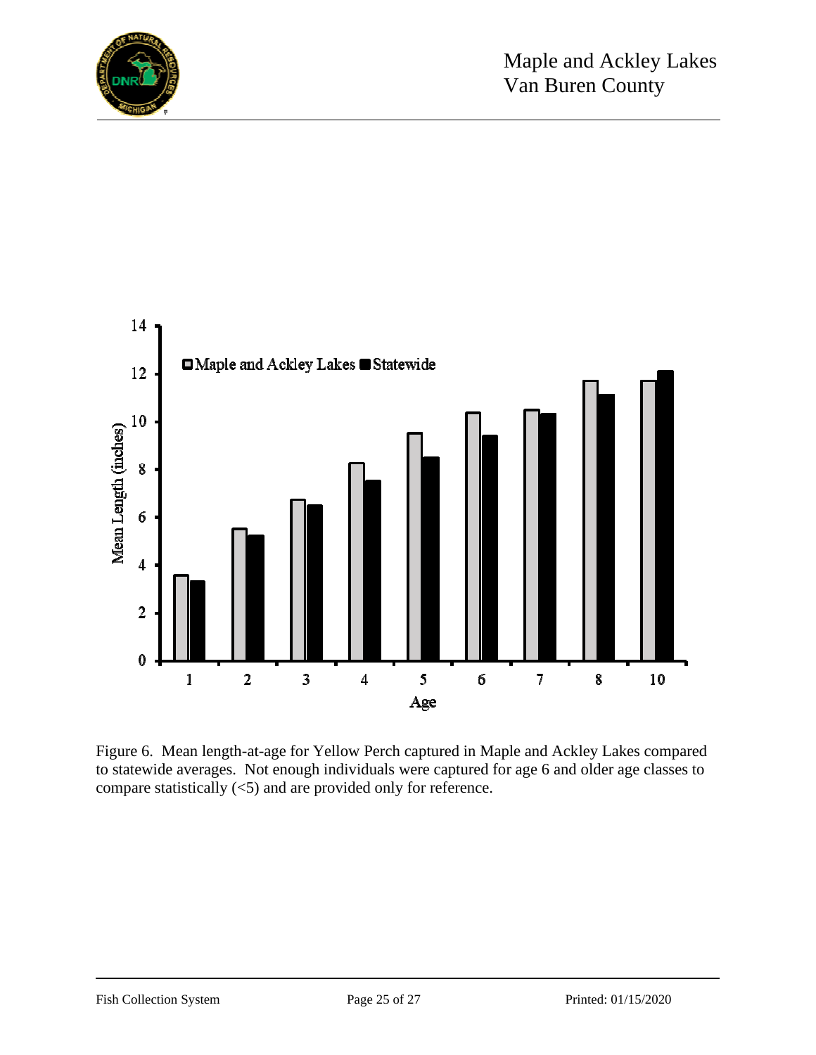Figure 6. Mean length-at-age for Yellow Perch captured in Maple and Ackley Lakes compared to statewide averages. Not enough individuals were captured for age 6 and older age classes to compare statistically (<5) and are provided only for reference.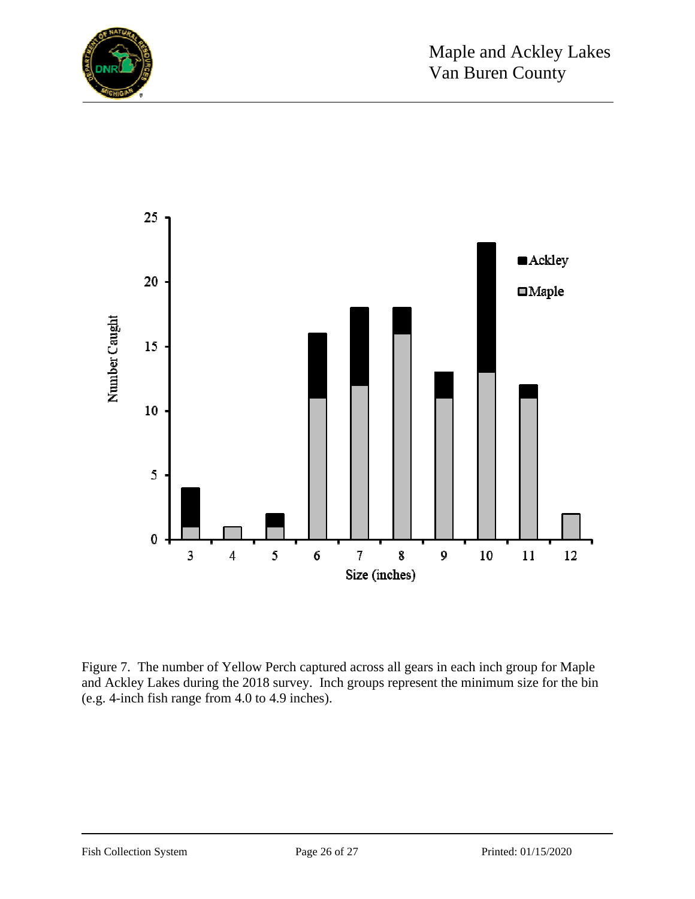Figure 7. The number of Yellow Perch captured across all gears in each inch group for Maple and Ackley Lakes during the 2018 survey. Inch groups represent the minimum size for the bin (e.g. 4-inch fish range from 4.0 to 4.9 inches).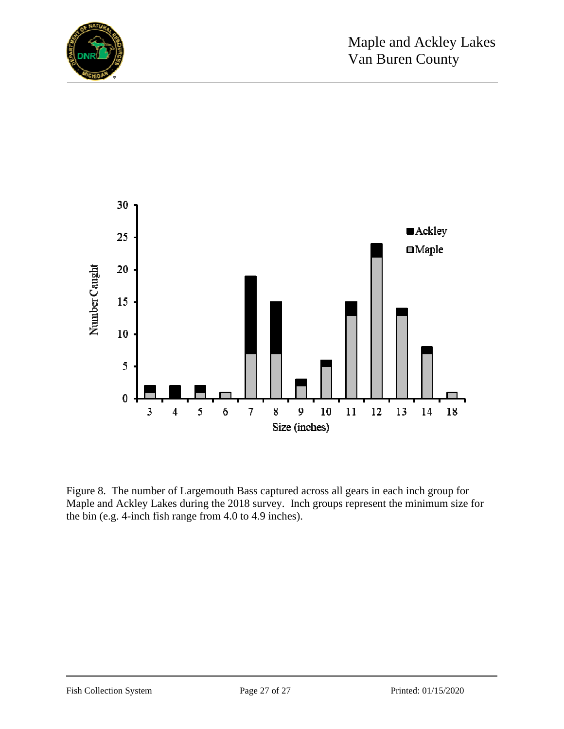30
25
20
15
10
5
0

Number Caught

■ Ackley
□ Maple

3 4 5 6 7 8 9 10 11 12 13 14 18

Size (inches)

Figure 8. The number of Largemouth Bass captured across all gears in each inch group for Maple and Ackley Lakes during the 2018 survey. Inch groups represent the minimum size for the bin (e.g. 4-inch fish range from 4.0 to 4.9 inches).